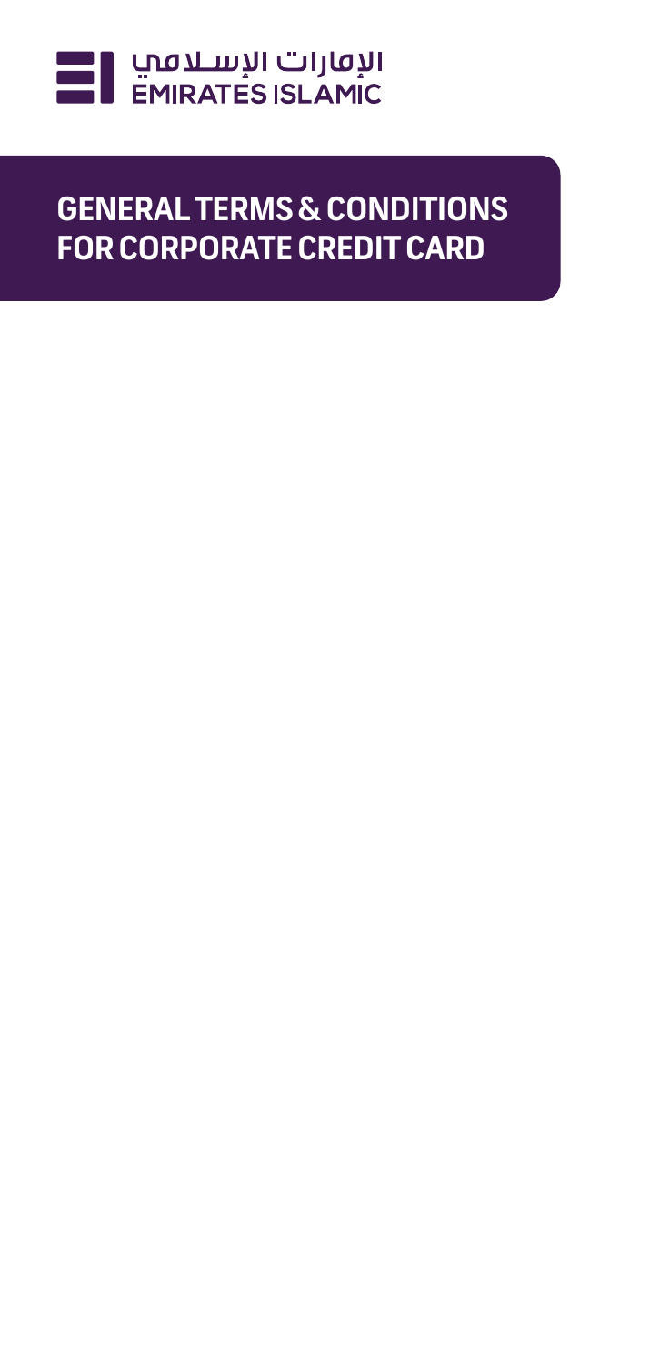الإمارات الإسلامي
EMIRATES ISLAMIC

# GENERAL TERMS & CONDITIONS FOR CORPORATE CREDIT CARD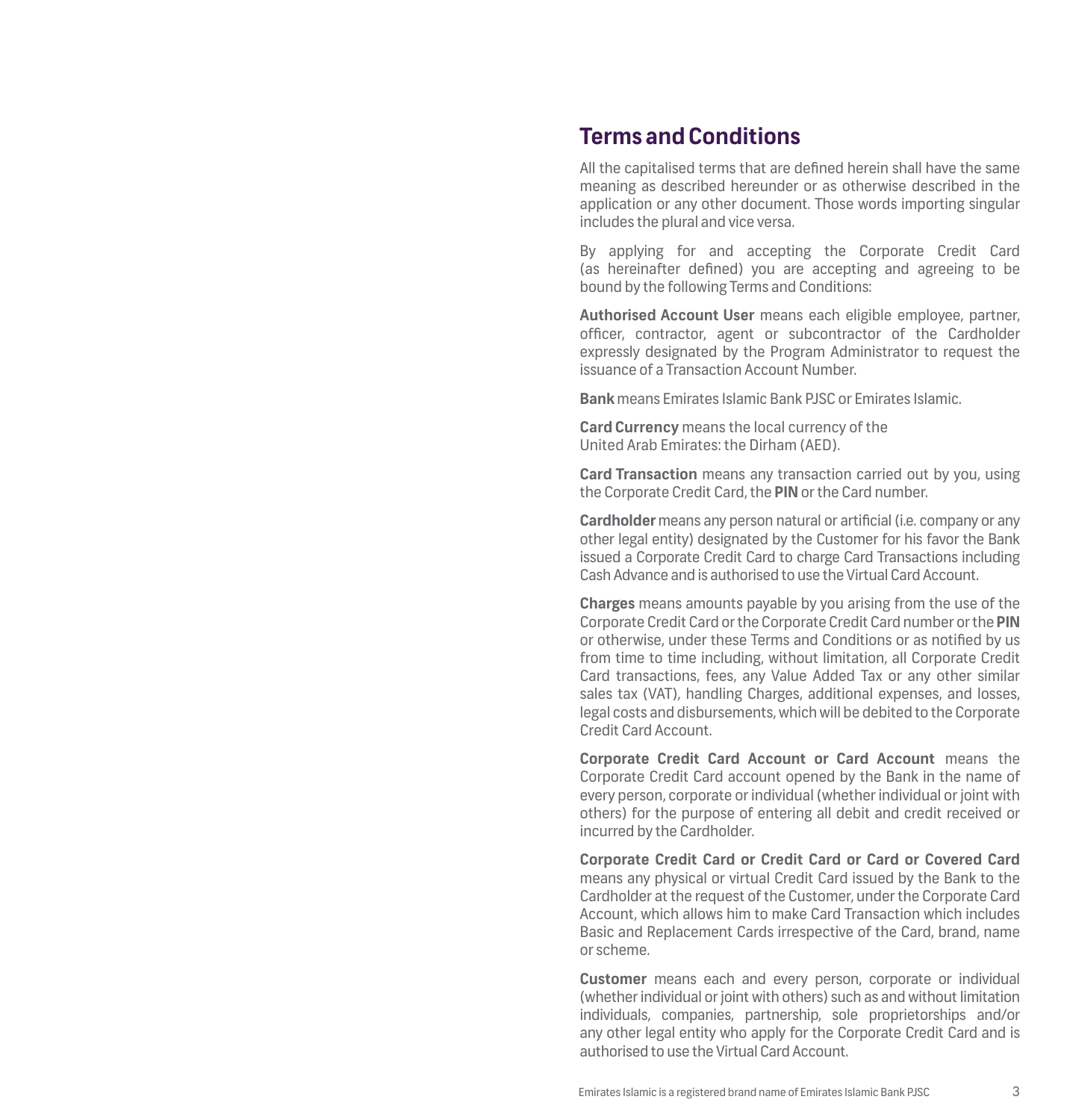# Terms and Conditions

All the capitalised terms that are defined herein shall have the same meaning as described hereunder or as otherwise described in the application or any other document. Those words importing singular includes the plural and vice versa.

By applying for and accepting the Corporate Credit Card (as hereinafter defined) you are accepting and agreeing to be bound by the following Terms and Conditions:

**Authorised Account User** means each eligible employee, partner, officer, contractor, agent or subcontractor of the Cardholder expressly designated by the Program Administrator to request the issuance of a Transaction Account Number.

**Bank** means Emirates Islamic Bank PJSC or Emirates Islamic.

**Card Currency** means the local currency of the United Arab Emirates: the Dirham (AED).

**Card Transaction** means any transaction carried out by you, using the Corporate Credit Card, the **PIN** or the Card number.

**Cardholder** means any person natural or artificial (i.e. company or any other legal entity) designated by the Customer for his favor the Bank issued a Corporate Credit Card to charge Card Transactions including Cash Advance and is authorised to use the Virtual Card Account.

**Charges** means amounts payable by you arising from the use of the Corporate Credit Card or the Corporate Credit Card number or the **PIN** or otherwise, under these Terms and Conditions or as notified by us from time to time including, without limitation, all Corporate Credit Card transactions, fees, any Value Added Tax or any other similar sales tax (VAT), handling Charges, additional expenses, and losses, legal costs and disbursements, which will be debited to the Corporate Credit Card Account.

**Corporate Credit Card Account or Card Account** means the Corporate Credit Card account opened by the Bank in the name of every person, corporate or individual (whether individual or joint with others) for the purpose of entering all debit and credit received or incurred by the Cardholder.

**Corporate Credit Card or Credit Card or Card or Covered Card** means any physical or virtual Credit Card issued by the Bank to the Cardholder at the request of the Customer, under the Corporate Card Account, which allows him to make Card Transaction which includes Basic and Replacement Cards irrespective of the Card, brand, name or scheme.

**Customer** means each and every person, corporate or individual (whether individual or joint with others) such as and without limitation individuals, companies, partnership, sole proprietorships and/or any other legal entity who apply for the Corporate Credit Card and is authorised to use the Virtual Card Account.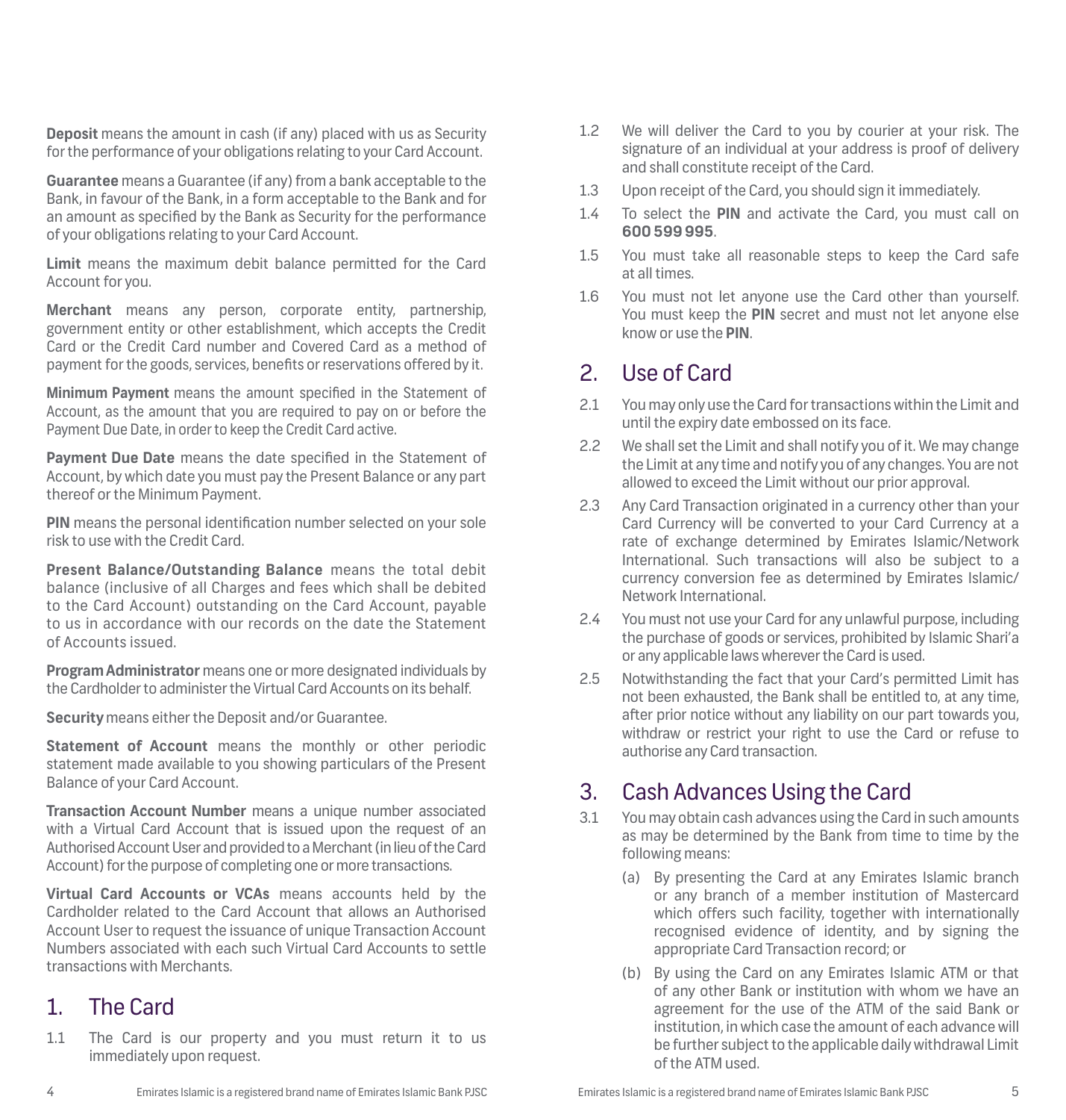**Deposit** means the amount in cash (if any) placed with us as Security for the performance of your obligations relating to your Card Account.

**Guarantee** means a Guarantee (if any) from a bank acceptable to the Bank, in favour of the Bank, in a form acceptable to the Bank and for an amount as specified by the Bank as Security for the performance of your obligations relating to your Card Account.

**Limit** means the maximum debit balance permitted for the Card Account for you.

**Merchant** means any person, corporate entity, partnership, government entity or other establishment, which accepts the Credit Card or the Credit Card number and Covered Card as a method of payment for the goods, services, benefits or reservations offered by it.

**Minimum Payment** means the amount specified in the Statement of Account, as the amount that you are required to pay on or before the Payment Due Date, in order to keep the Credit Card active.

**Payment Due Date** means the date specified in the Statement of Account, by which date you must pay the Present Balance or any part thereof or the Minimum Payment.

**PIN** means the personal identification number selected on your sole risk to use with the Credit Card.

**Present Balance/Outstanding Balance** means the total debit balance (inclusive of all Charges and fees which shall be debited to the Card Account) outstanding on the Card Account, payable to us in accordance with our records on the date the Statement of Accounts issued.

**Program Administrator** means one or more designated individuals by the Cardholder to administer the Virtual Card Accounts on its behalf.

**Security** means either the Deposit and/or Guarantee.

**Statement of Account** means the monthly or other periodic statement made available to you showing particulars of the Present Balance of your Card Account.

**Transaction Account Number** means a unique number associated with a Virtual Card Account that is issued upon the request of an Authorised Account User and provided to a Merchant (in lieu of the Card Account) for the purpose of completing one or more transactions.

**Virtual Card Accounts or VCAs** means accounts held by the Cardholder related to the Card Account that allows an Authorised Account User to request the issuance of unique Transaction Account Numbers associated with each such Virtual Card Accounts to settle transactions with Merchants.

## 1. The Card

1.1 The Card is our property and you must return it to us immediately upon request.

1.2 We will deliver the Card to you by courier at your risk. The signature of an individual at your address is proof of delivery and shall constitute receipt of the Card.

1.3 Upon receipt of the Card, you should sign it immediately.

1.4 To select the **PIN** and activate the Card, you must call on **600 599 995**.

1.5 You must take all reasonable steps to keep the Card safe at all times.

1.6 You must not let anyone use the Card other than yourself. You must keep the **PIN** secret and must not let anyone else know or use the **PIN**.

## 2. Use of Card

2.1 You may only use the Card for transactions within the Limit and until the expiry date embossed on its face.

2.2 We shall set the Limit and shall notify you of it. We may change the Limit at any time and notify you of any changes. You are not allowed to exceed the Limit without our prior approval.

2.3 Any Card Transaction originated in a currency other than your Card Currency will be converted to your Card Currency at a rate of exchange determined by Emirates Islamic/Network International. Such transactions will also be subject to a currency conversion fee as determined by Emirates Islamic/ Network International.

2.4 You must not use your Card for any unlawful purpose, including the purchase of goods or services, prohibited by Islamic Shari'a or any applicable laws wherever the Card is used.

2.5 Notwithstanding the fact that your Card's permitted Limit has not been exhausted, the Bank shall be entitled to, at any time, after prior notice without any liability on our part towards you, withdraw or restrict your right to use the Card or refuse to authorise any Card transaction.

## 3. Cash Advances Using the Card

3.1 You may obtain cash advances using the Card in such amounts as may be determined by the Bank from time to time by the following means:

(a) By presenting the Card at any Emirates Islamic branch or any branch of a member institution of Mastercard which offers such facility, together with internationally recognised evidence of identity, and by signing the appropriate Card Transaction record; or

(b) By using the Card on any Emirates Islamic ATM or that of any other Bank or institution with whom we have an agreement for the use of the ATM of the said Bank or institution, in which case the amount of each advance will be further subject to the applicable daily withdrawal Limit of the ATM used.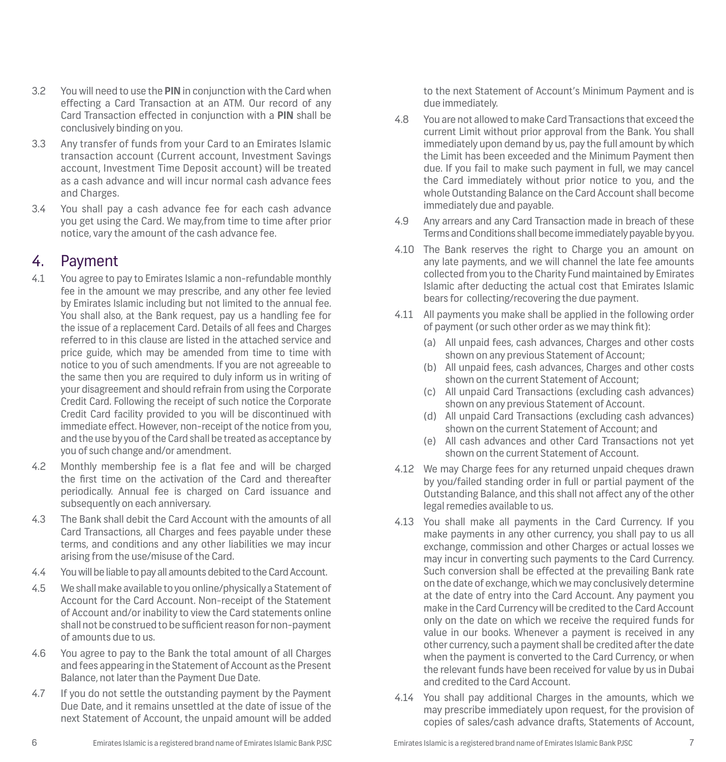3.2 You will need to use the **PIN** in conjunction with the Card when effecting a Card Transaction at an ATM. Our record of any Card Transaction effected in conjunction with a **PIN** shall be conclusively binding on you.

3.3 Any transfer of funds from your Card to an Emirates Islamic transaction account (Current account, Investment Savings account, Investment Time Deposit account) will be treated as a cash advance and will incur normal cash advance fees and Charges.

3.4 You shall pay a cash advance fee for each cash advance you get using the Card. We may,from time to time after prior notice, vary the amount of the cash advance fee.

## 4. Payment

4.1 You agree to pay to Emirates Islamic a non-refundable monthly fee in the amount we may prescribe, and any other fee levied by Emirates Islamic including but not limited to the annual fee. You shall also, at the Bank request, pay us a handling fee for the issue of a replacement Card. Details of all fees and Charges referred to in this clause are listed in the attached service and price guide, which may be amended from time to time with notice to you of such amendments. If you are not agreeable to the same then you are required to duly inform us in writing of your disagreement and should refrain from using the Corporate Credit Card. Following the receipt of such notice the Corporate Credit Card facility provided to you will be discontinued with immediate effect. However, non-receipt of the notice from you, and the use by you of the Card shall be treated as acceptance by you of such change and/or amendment.

4.2 Monthly membership fee is a flat fee and will be charged the first time on the activation of the Card and thereafter periodically. Annual fee is charged on Card issuance and subsequently on each anniversary.

4.3 The Bank shall debit the Card Account with the amounts of all Card Transactions, all Charges and fees payable under these terms, and conditions and any other liabilities we may incur arising from the use/misuse of the Card.

4.4 You will be liable to pay all amounts debited to the Card Account.

4.5 We shall make available to you online/physically a Statement of Account for the Card Account. Non-receipt of the Statement of Account and/or inability to view the Card statements online shall not be construed to be sufficient reason for non-payment of amounts due to us.

4.6 You agree to pay to the Bank the total amount of all Charges and fees appearing in the Statement of Account as the Present Balance, not later than the Payment Due Date.

4.7 If you do not settle the outstanding payment by the Payment Due Date, and it remains unsettled at the date of issue of the next Statement of Account, the unpaid amount will be added to the next Statement of Account's Minimum Payment and is due immediately.

4.8 You are not allowed to make Card Transactions that exceed the current Limit without prior approval from the Bank. You shall immediately upon demand by us, pay the full amount by which the Limit has been exceeded and the Minimum Payment then due. If you fail to make such payment in full, we may cancel the Card immediately without prior notice to you, and the whole Outstanding Balance on the Card Account shall become immediately due and payable.

4.9 Any arrears and any Card Transaction made in breach of these Terms and Conditions shall become immediately payable by you.

4.10 The Bank reserves the right to Charge you an amount on any late payments, and we will channel the late fee amounts collected from you to the Charity Fund maintained by Emirates Islamic after deducting the actual cost that Emirates Islamic bears for collecting/recovering the due payment.

4.11 All payments you make shall be applied in the following order of payment (or such other order as we may think fit):

- (a) All unpaid fees, cash advances, Charges and other costs shown on any previous Statement of Account;
- (b) All unpaid fees, cash advances, Charges and other costs shown on the current Statement of Account;
- (c) All unpaid Card Transactions (excluding cash advances) shown on any previous Statement of Account.
- (d) All unpaid Card Transactions (excluding cash advances) shown on the current Statement of Account; and
- (e) All cash advances and other Card Transactions not yet shown on the current Statement of Account.

4.12 We may Charge fees for any returned unpaid cheques drawn by you/failed standing order in full or partial payment of the Outstanding Balance, and this shall not affect any of the other legal remedies available to us.

4.13 You shall make all payments in the Card Currency. If you make payments in any other currency, you shall pay to us all exchange, commission and other Charges or actual losses we may incur in converting such payments to the Card Currency. Such conversion shall be effected at the prevailing Bank rate on the date of exchange, which we may conclusively determine at the date of entry into the Card Account. Any payment you make in the Card Currency will be credited to the Card Account only on the date on which we receive the required funds for value in our books. Whenever a payment is received in any other currency, such a payment shall be credited after the date when the payment is converted to the Card Currency, or when the relevant funds have been received for value by us in Dubai and credited to the Card Account.

4.14 You shall pay additional Charges in the amounts, which we may prescribe immediately upon request, for the provision of copies of sales/cash advance drafts, Statements of Account,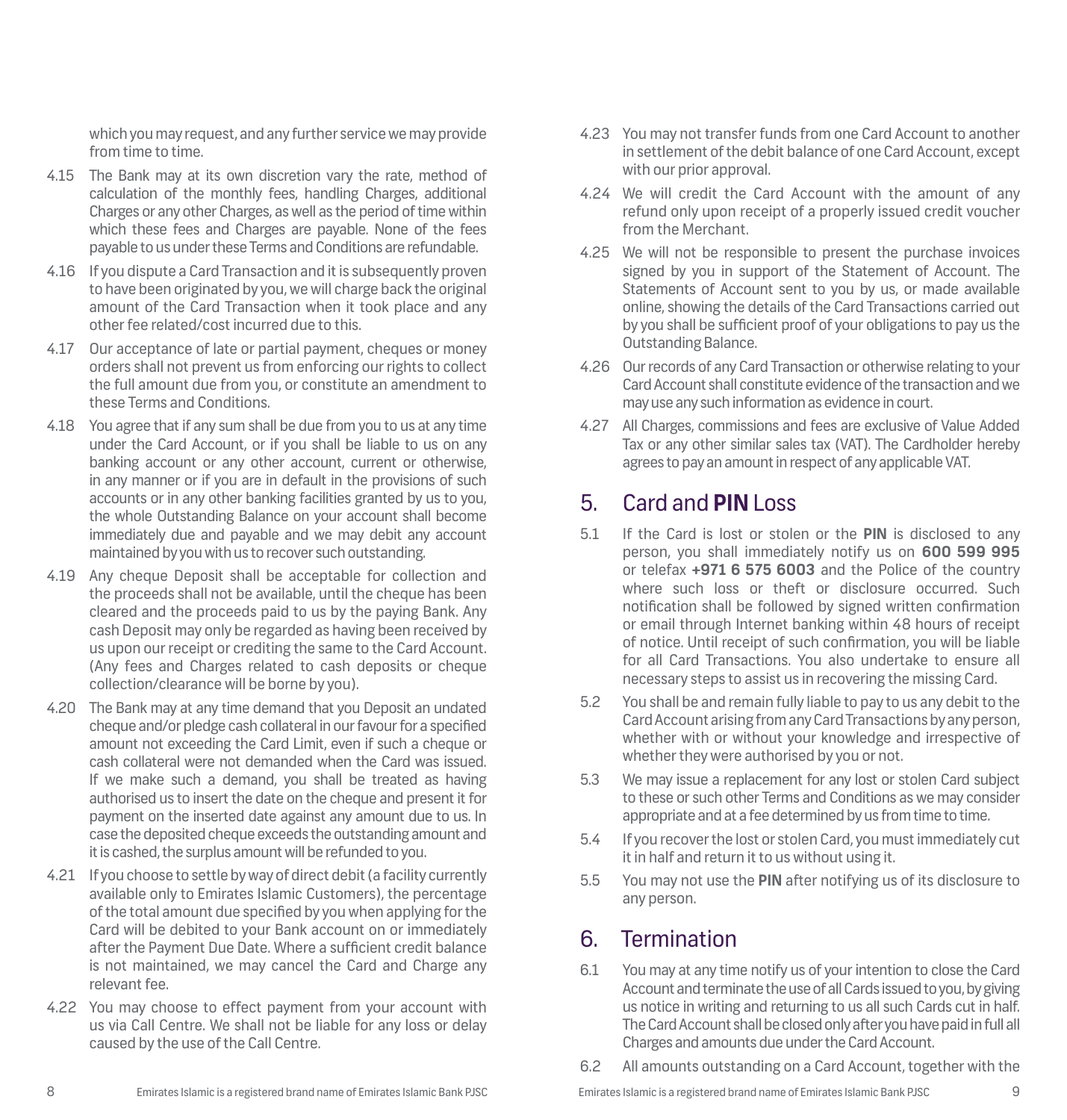which you may request, and any further service we may provide from time to time.

4.15 The Bank may at its own discretion vary the rate, method of calculation of the monthly fees, handling Charges, additional Charges or any other Charges, as well as the period of time within which these fees and Charges are payable. None of the fees payable to us under these Terms and Conditions are refundable.

4.16 If you dispute a Card Transaction and it is subsequently proven to have been originated by you, we will charge back the original amount of the Card Transaction when it took place and any other fee related/cost incurred due to this.

4.17 Our acceptance of late or partial payment, cheques or money orders shall not prevent us from enforcing our rights to collect the full amount due from you, or constitute an amendment to these Terms and Conditions.

4.18 You agree that if any sum shall be due from you to us at any time under the Card Account, or if you shall be liable to us on any banking account or any other account, current or otherwise, in any manner or if you are in default in the provisions of such accounts or in any other banking facilities granted by us to you, the whole Outstanding Balance on your account shall become immediately due and payable and we may debit any account maintained by you with us to recover such outstanding.

4.19 Any cheque Deposit shall be acceptable for collection and the proceeds shall not be available, until the cheque has been cleared and the proceeds paid to us by the paying Bank. Any cash Deposit may only be regarded as having been received by us upon our receipt or crediting the same to the Card Account. (Any fees and Charges related to cash deposits or cheque collection/clearance will be borne by you).

4.20 The Bank may at any time demand that you Deposit an undated cheque and/or pledge cash collateral in our favour for a specified amount not exceeding the Card Limit, even if such a cheque or cash collateral were not demanded when the Card was issued. If we make such a demand, you shall be treated as having authorised us to insert the date on the cheque and present it for payment on the inserted date against any amount due to us. In case the deposited cheque exceeds the outstanding amount and it is cashed, the surplus amount will be refunded to you.

4.21 If you choose to settle by way of direct debit (a facility currently available only to Emirates Islamic Customers), the percentage of the total amount due specified by you when applying for the Card will be debited to your Bank account on or immediately after the Payment Due Date. Where a sufficient credit balance is not maintained, we may cancel the Card and Charge any relevant fee.

4.22 You may choose to effect payment from your account with us via Call Centre. We shall not be liable for any loss or delay caused by the use of the Call Centre.

4.23 You may not transfer funds from one Card Account to another in settlement of the debit balance of one Card Account, except with our prior approval.

4.24 We will credit the Card Account with the amount of any refund only upon receipt of a properly issued credit voucher from the Merchant.

4.25 We will not be responsible to present the purchase invoices signed by you in support of the Statement of Account. The Statements of Account sent to you by us, or made available online, showing the details of the Card Transactions carried out by you shall be sufficient proof of your obligations to pay us the Outstanding Balance.

4.26 Our records of any Card Transaction or otherwise relating to your Card Account shall constitute evidence of the transaction and we may use any such information as evidence in court.

4.27 All Charges, commissions and fees are exclusive of Value Added Tax or any other similar sales tax (VAT). The Cardholder hereby agrees to pay an amount in respect of any applicable VAT.

## 5. Card and **PIN** Loss

5.1 If the Card is lost or stolen or the **PIN** is disclosed to any person, you shall immediately notify us on **600 599 995** or telefax **+971 6 575 6003** and the Police of the country where such loss or theft or disclosure occurred. Such notification shall be followed by signed written confirmation or email through Internet banking within 48 hours of receipt of notice. Until receipt of such confirmation, you will be liable for all Card Transactions. You also undertake to ensure all necessary steps to assist us in recovering the missing Card.

5.2 You shall be and remain fully liable to pay to us any debit to the Card Account arising from any Card Transactions by any person, whether with or without your knowledge and irrespective of whether they were authorised by you or not.

5.3 We may issue a replacement for any lost or stolen Card subject to these or such other Terms and Conditions as we may consider appropriate and at a fee determined by us from time to time.

5.4 If you recover the lost or stolen Card, you must immediately cut it in half and return it to us without using it.

5.5 You may not use the **PIN** after notifying us of its disclosure to any person.

## 6. Termination

6.1 You may at any time notify us of your intention to close the Card Account and terminate the use of all Cards issued to you, by giving us notice in writing and returning to us all such Cards cut in half. The Card Account shall be closed only after you have paid in full all Charges and amounts due under the Card Account.

6.2 All amounts outstanding on a Card Account, together with the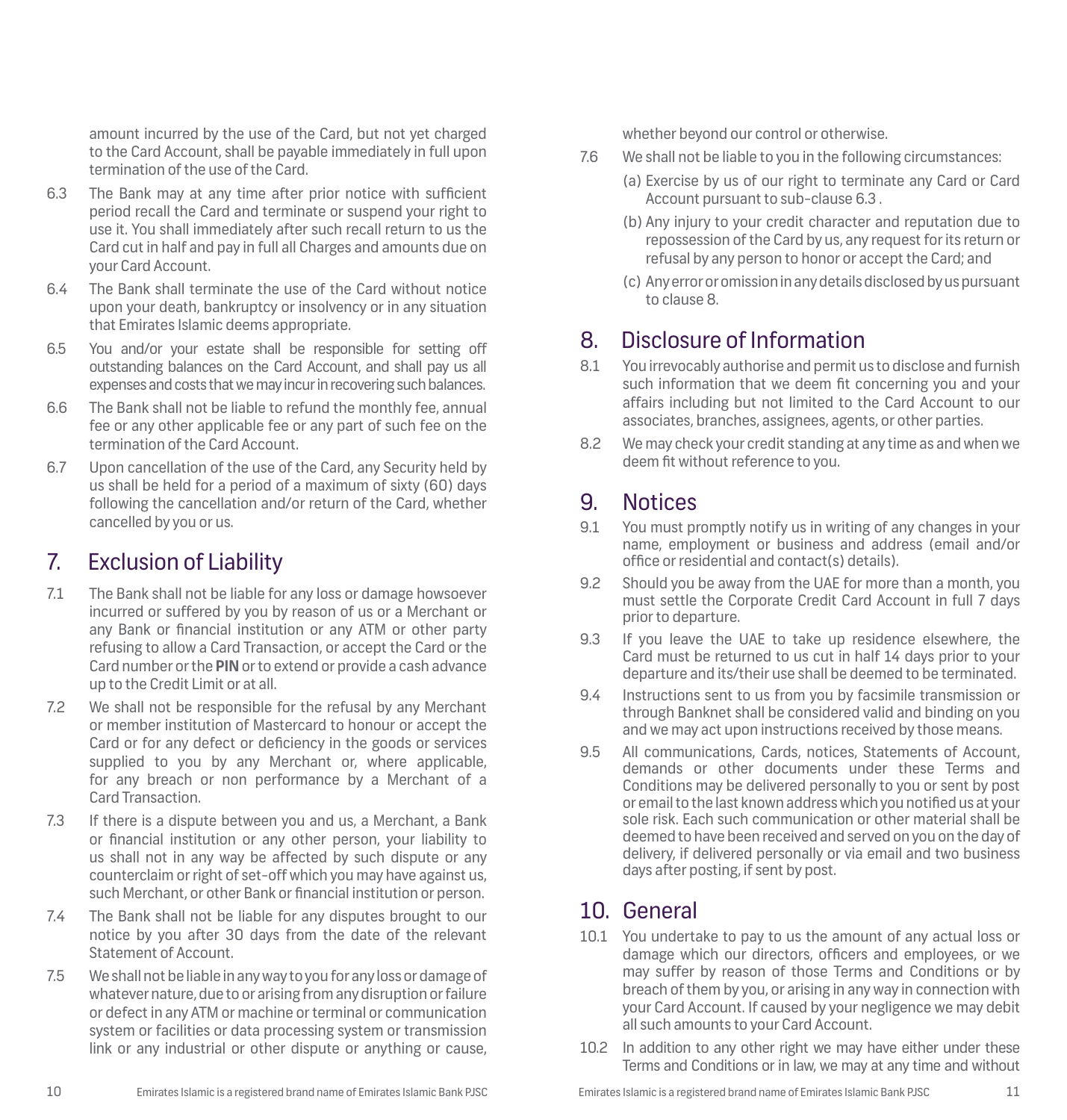amount incurred by the use of the Card, but not yet charged to the Card Account, shall be payable immediately in full upon termination of the use of the Card.

6.3 The Bank may at any time after prior notice with sufficient period recall the Card and terminate or suspend your right to use it. You shall immediately after such recall return to us the Card cut in half and pay in full all Charges and amounts due on your Card Account.

6.4 The Bank shall terminate the use of the Card without notice upon your death, bankruptcy or insolvency or in any situation that Emirates Islamic deems appropriate.

6.5 You and/or your estate shall be responsible for setting off outstanding balances on the Card Account, and shall pay us all expenses and costs that we may incur in recovering such balances.

6.6 The Bank shall not be liable to refund the monthly fee, annual fee or any other applicable fee or any part of such fee on the termination of the Card Account.

6.7 Upon cancellation of the use of the Card, any Security held by us shall be held for a period of a maximum of sixty (60) days following the cancellation and/or return of the Card, whether cancelled by you or us.

## 7. Exclusion of Liability

7.1 The Bank shall not be liable for any loss or damage howsoever incurred or suffered by you by reason of us or a Merchant or any Bank or financial institution or any ATM or other party refusing to allow a Card Transaction, or accept the Card or the Card number or the **PIN** or to extend or provide a cash advance up to the Credit Limit or at all.

7.2 We shall not be responsible for the refusal by any Merchant or member institution of Mastercard to honour or accept the Card or for any defect or deficiency in the goods or services supplied to you by any Merchant or, where applicable, for any breach or non performance by a Merchant of a Card Transaction.

7.3 If there is a dispute between you and us, a Merchant, a Bank or financial institution or any other person, your liability to us shall not in any way be affected by such dispute or any counterclaim or right of set-off which you may have against us, such Merchant, or other Bank or financial institution or person.

7.4 The Bank shall not be liable for any disputes brought to our notice by you after 30 days from the date of the relevant Statement of Account.

7.5 We shall not be liable in any way to you for any loss or damage of whatever nature, due to or arising from any disruption or failure or defect in any ATM or machine or terminal or communication system or facilities or data processing system or transmission link or any industrial or other dispute or anything or cause, whether beyond our control or otherwise.

7.6 We shall not be liable to you in the following circumstances:

(a) Exercise by us of our right to terminate any Card or Card Account pursuant to sub-clause 6.3 .

(b) Any injury to your credit character and reputation due to repossession of the Card by us, any request for its return or refusal by any person to honor or accept the Card; and

(c) Any error or omission in any details disclosed by us pursuant to clause 8.

## 8. Disclosure of Information

8.1 You irrevocably authorise and permit us to disclose and furnish such information that we deem fit concerning you and your affairs including but not limited to the Card Account to our associates, branches, assignees, agents, or other parties.

8.2 We may check your credit standing at any time as and when we deem fit without reference to you.

## 9. Notices

9.1 You must promptly notify us in writing of any changes in your name, employment or business and address (email and/or office or residential and contact(s) details).

9.2 Should you be away from the UAE for more than a month, you must settle the Corporate Credit Card Account in full 7 days prior to departure.

9.3 If you leave the UAE to take up residence elsewhere, the Card must be returned to us cut in half 14 days prior to your departure and its/their use shall be deemed to be terminated.

9.4 Instructions sent to us from you by facsimile transmission or through Banknet shall be considered valid and binding on you and we may act upon instructions received by those means.

9.5 All communications, Cards, notices, Statements of Account, demands or other documents under these Terms and Conditions may be delivered personally to you or sent by post or email to the last known address which you notified us at your sole risk. Each such communication or other material shall be deemed to have been received and served on you on the day of delivery, if delivered personally or via email and two business days after posting, if sent by post.

## 10. General

10.1 You undertake to pay to us the amount of any actual loss or damage which our directors, officers and employees, or we may suffer by reason of those Terms and Conditions or by breach of them by you, or arising in any way in connection with your Card Account. If caused by your negligence we may debit all such amounts to your Card Account.

10.2 In addition to any other right we may have either under these Terms and Conditions or in law, we may at any time and without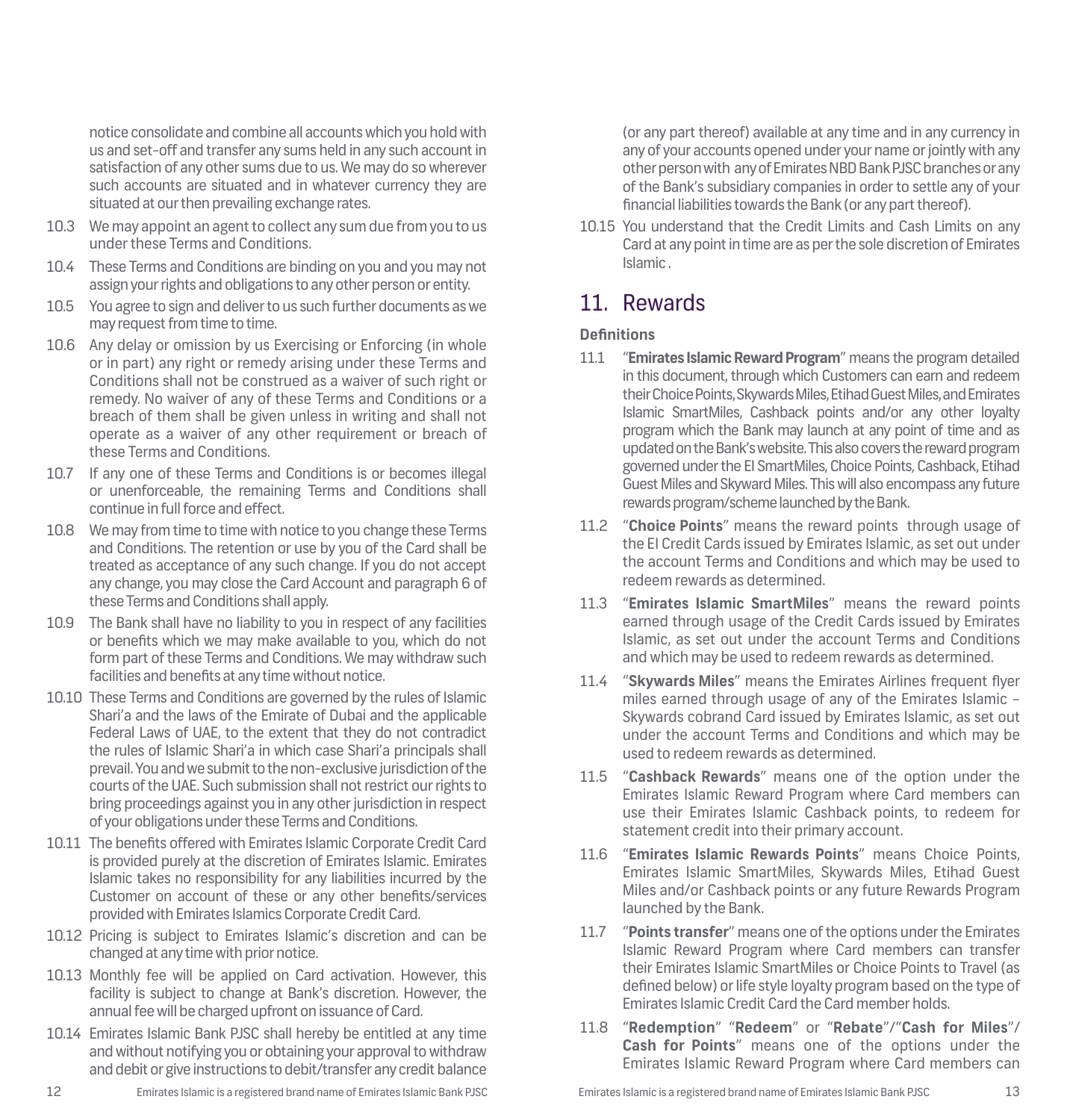notice consolidate and combine all accounts which you hold with us and set-off and transfer any sums held in any such account in satisfaction of any other sums due to us. We may do so wherever such accounts are situated and in whatever currency they are situated at our then prevailing exchange rates.

10.3 We may appoint an agent to collect any sum due from you to us under these Terms and Conditions.

10.4 These Terms and Conditions are binding on you and you may not assign your rights and obligations to any other person or entity.

10.5 You agree to sign and deliver to us such further documents as we may request from time to time.

10.6 Any delay or omission by us Exercising or Enforcing (in whole or in part) any right or remedy arising under these Terms and Conditions shall not be construed as a waiver of such right or remedy. No waiver of any of these Terms and Conditions or a breach of them shall be given unless in writing and shall not operate as a waiver of any other requirement or breach of these Terms and Conditions.

10.7 If any one of these Terms and Conditions is or becomes illegal or unenforceable, the remaining Terms and Conditions shall continue in full force and effect.

10.8 We may from time to time with notice to you change these Terms and Conditions. The retention or use by you of the Card shall be treated as acceptance of any such change. If you do not accept any change, you may close the Card Account and paragraph 6 of these Terms and Conditions shall apply.

10.9 The Bank shall have no liability to you in respect of any facilities or benefits which we may make available to you, which do not form part of these Terms and Conditions. We may withdraw such facilities and benefits at any time without notice.

10.10 These Terms and Conditions are governed by the rules of Islamic Shari'a and the laws of the Emirate of Dubai and the applicable Federal Laws of UAE, to the extent that they do not contradict the rules of Islamic Shari'a in which case Shari'a principals shall prevail. You and we submit to the non-exclusive jurisdiction of the courts of the UAE. Such submission shall not restrict our rights to bring proceedings against you in any other jurisdiction in respect of your obligations under these Terms and Conditions.

10.11 The benefits offered with Emirates Islamic Corporate Credit Card is provided purely at the discretion of Emirates Islamic. Emirates Islamic takes no responsibility for any liabilities incurred by the Customer on account of these or any other benefits/services provided with Emirates Islamics Corporate Credit Card.

10.12 Pricing is subject to Emirates Islamic's discretion and can be changed at any time with prior notice.

10.13 Monthly fee will be applied on Card activation. However, this facility is subject to change at Bank's discretion. However, the annual fee will be charged upfront on issuance of Card.

10.14 Emirates Islamic Bank PJSC shall hereby be entitled at any time and without notifying you or obtaining your approval to withdraw and debit or give instructions to debit/transfer any credit balance (or any part thereof) available at any time and in any currency in any of your accounts opened under your name or jointly with any other person with any of Emirates NBD Bank PJSC branches or any of the Bank's subsidiary companies in order to settle any of your financial liabilities towards the Bank (or any part thereof).

10.15 You understand that the Credit Limits and Cash Limits on any Card at any point in time are as per the sole discretion of Emirates Islamic .

## 11. Rewards

**Definitions**

11.1 "**Emirates Islamic Reward Program**" means the program detailed in this document, through which Customers can earn and redeem their Choice Points, Skywards Miles, Etihad Guest Miles, and Emirates Islamic SmartMiles, Cashback points and/or any other loyalty program which the Bank may launch at any point of time and as updated on the Bank's website. This also covers the reward program governed under the EI SmartMiles, Choice Points, Cashback, Etihad Guest Miles and Skyward Miles. This will also encompass any future rewards program/scheme launched by the Bank.

11.2 "**Choice Points**" means the reward points through usage of the EI Credit Cards issued by Emirates Islamic, as set out under the account Terms and Conditions and which may be used to redeem rewards as determined.

11.3 "**Emirates Islamic SmartMiles**" means the reward points earned through usage of the Credit Cards issued by Emirates Islamic, as set out under the account Terms and Conditions and which may be used to redeem rewards as determined.

11.4 "**Skywards Miles**" means the Emirates Airlines frequent flyer miles earned through usage of any of the Emirates Islamic – Skywards cobrand Card issued by Emirates Islamic, as set out under the account Terms and Conditions and which may be used to redeem rewards as determined.

11.5 "**Cashback Rewards**" means one of the option under the Emirates Islamic Reward Program where Card members can use their Emirates Islamic Cashback points, to redeem for statement credit into their primary account.

11.6 "**Emirates Islamic Rewards Points**" means Choice Points, Emirates Islamic SmartMiles, Skywards Miles, Etihad Guest Miles and/or Cashback points or any future Rewards Program launched by the Bank.

11.7 "**Points transfer**" means one of the options under the Emirates Islamic Reward Program where Card members can transfer their Emirates Islamic SmartMiles or Choice Points to Travel (as defined below) or life style loyalty program based on the type of Emirates Islamic Credit Card the Card member holds.

11.8 "**Redemption**" "**Redeem**" or "**Rebate**"/"**Cash for Miles**"/ **Cash for Points**" means one of the options under the Emirates Islamic Reward Program where Card members can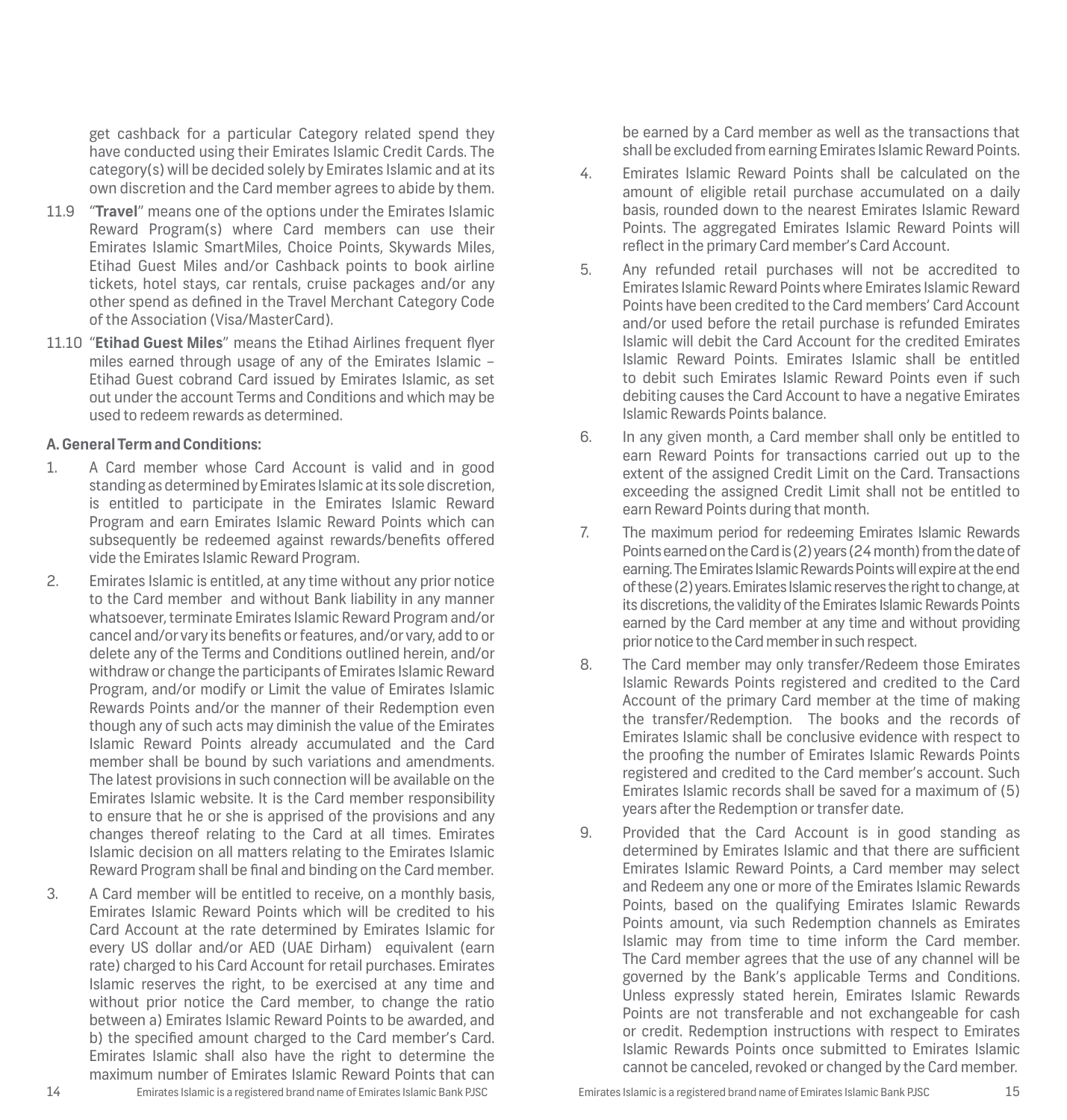get cashback for a particular Category related spend they have conducted using their Emirates Islamic Credit Cards. The category(s) will be decided solely by Emirates Islamic and at its own discretion and the Card member agrees to abide by them.

11.9 "**Travel**" means one of the options under the Emirates Islamic Reward Program(s) where Card members can use their Emirates Islamic SmartMiles, Choice Points, Skywards Miles, Etihad Guest Miles and/or Cashback points to book airline tickets, hotel stays, car rentals, cruise packages and/or any other spend as defined in the Travel Merchant Category Code of the Association (Visa/MasterCard).

11.10 "**Etihad Guest Miles**" means the Etihad Airlines frequent flyer miles earned through usage of any of the Emirates Islamic – Etihad Guest cobrand Card issued by Emirates Islamic, as set out under the account Terms and Conditions and which may be used to redeem rewards as determined.

**A. General Term and Conditions:**

1. A Card member whose Card Account is valid and in good standing as determined by Emirates Islamic at its sole discretion, is entitled to participate in the Emirates Islamic Reward Program and earn Emirates Islamic Reward Points which can subsequently be redeemed against rewards/benefits offered vide the Emirates Islamic Reward Program.

2. Emirates Islamic is entitled, at any time without any prior notice to the Card member and without Bank liability in any manner whatsoever, terminate Emirates Islamic Reward Program and/or cancel and/or vary its benefits or features, and/or vary, add to or delete any of the Terms and Conditions outlined herein, and/or withdraw or change the participants of Emirates Islamic Reward Program, and/or modify or Limit the value of Emirates Islamic Rewards Points and/or the manner of their Redemption even though any of such acts may diminish the value of the Emirates Islamic Reward Points already accumulated and the Card member shall be bound by such variations and amendments. The latest provisions in such connection will be available on the Emirates Islamic website. It is the Card member responsibility to ensure that he or she is apprised of the provisions and any changes thereof relating to the Card at all times. Emirates Islamic decision on all matters relating to the Emirates Islamic Reward Program shall be final and binding on the Card member.

3. A Card member will be entitled to receive, on a monthly basis, Emirates Islamic Reward Points which will be credited to his Card Account at the rate determined by Emirates Islamic for every US dollar and/or AED (UAE Dirham) equivalent (earn rate) charged to his Card Account for retail purchases. Emirates Islamic reserves the right, to be exercised at any time and without prior notice the Card member, to change the ratio between a) Emirates Islamic Reward Points to be awarded, and b) the specified amount charged to the Card member's Card. Emirates Islamic shall also have the right to determine the maximum number of Emirates Islamic Reward Points that can be earned by a Card member as well as the transactions that shall be excluded from earning Emirates Islamic Reward Points.

4. Emirates Islamic Reward Points shall be calculated on the amount of eligible retail purchase accumulated on a daily basis, rounded down to the nearest Emirates Islamic Reward Points. The aggregated Emirates Islamic Reward Points will reflect in the primary Card member's Card Account.

5. Any refunded retail purchases will not be accredited to Emirates Islamic Reward Points where Emirates Islamic Reward Points have been credited to the Card members' Card Account and/or used before the retail purchase is refunded Emirates Islamic will debit the Card Account for the credited Emirates Islamic Reward Points. Emirates Islamic shall be entitled to debit such Emirates Islamic Reward Points even if such debiting causes the Card Account to have a negative Emirates Islamic Rewards Points balance.

6. In any given month, a Card member shall only be entitled to earn Reward Points for transactions carried out up to the extent of the assigned Credit Limit on the Card. Transactions exceeding the assigned Credit Limit shall not be entitled to earn Reward Points during that month.

7. The maximum period for redeeming Emirates Islamic Rewards Points earned on the Card is (2) years (24 month) from the date of earning. The Emirates Islamic Rewards Points will expire at the end of these (2) years. Emirates Islamic reserves the right to change, at its discretions, the validity of the Emirates Islamic Rewards Points earned by the Card member at any time and without providing prior notice to the Card member in such respect.

8. The Card member may only transfer/Redeem those Emirates Islamic Rewards Points registered and credited to the Card Account of the primary Card member at the time of making the transfer/Redemption. The books and the records of Emirates Islamic shall be conclusive evidence with respect to the proofing the number of Emirates Islamic Rewards Points registered and credited to the Card member's account. Such Emirates Islamic records shall be saved for a maximum of (5) years after the Redemption or transfer date.

9. Provided that the Card Account is in good standing as determined by Emirates Islamic and that there are sufficient Emirates Islamic Reward Points, a Card member may select and Redeem any one or more of the Emirates Islamic Rewards Points, based on the qualifying Emirates Islamic Rewards Points amount, via such Redemption channels as Emirates Islamic may from time to time inform the Card member. The Card member agrees that the use of any channel will be governed by the Bank's applicable Terms and Conditions. Unless expressly stated herein, Emirates Islamic Rewards Points are not transferable and not exchangeable for cash or credit. Redemption instructions with respect to Emirates Islamic Rewards Points once submitted to Emirates Islamic cannot be canceled, revoked or changed by the Card member.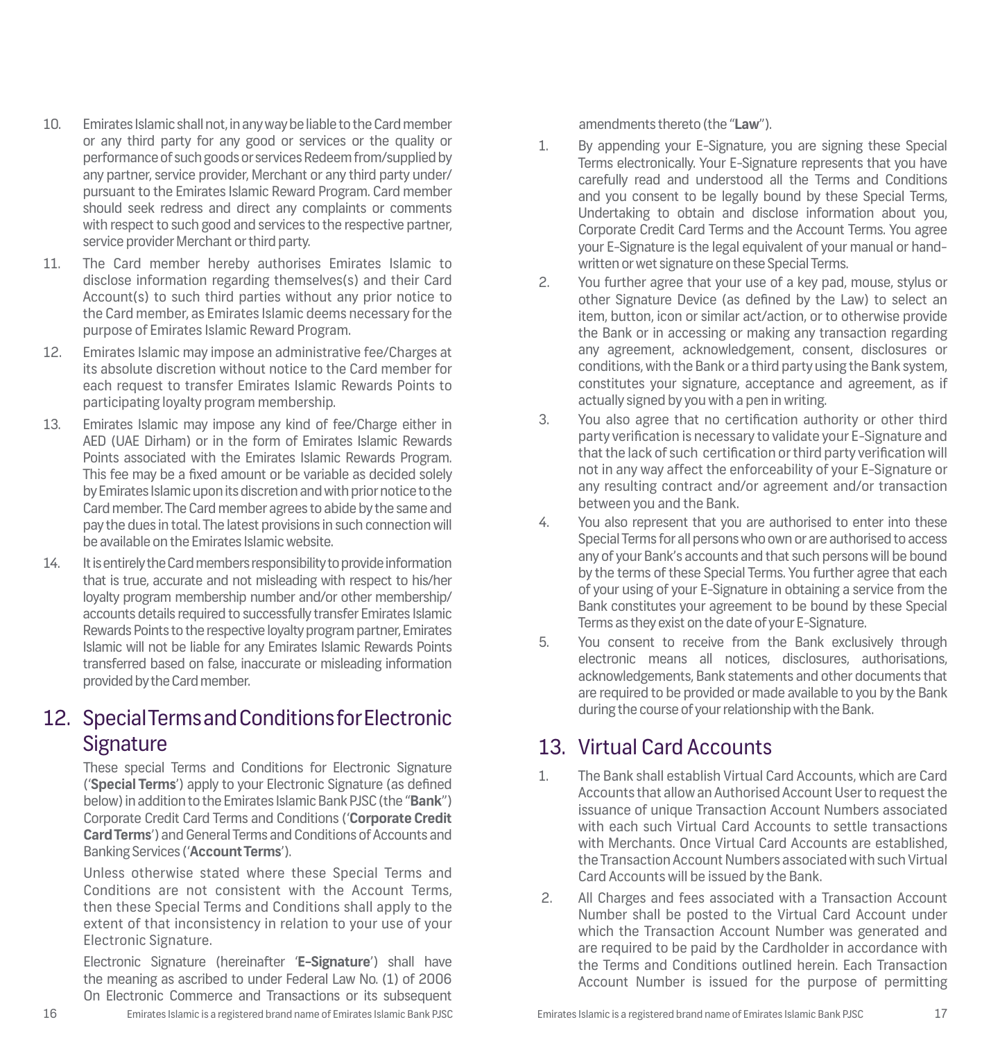10. Emirates Islamic shall not, in any way be liable to the Card member or any third party for any good or services or the quality or performance of such goods or services Redeem from/supplied by any partner, service provider, Merchant or any third party under/ pursuant to the Emirates Islamic Reward Program. Card member should seek redress and direct any complaints or comments with respect to such good and services to the respective partner, service provider Merchant or third party.
11. The Card member hereby authorises Emirates Islamic to disclose information regarding themselves(s) and their Card Account(s) to such third parties without any prior notice to the Card member, as Emirates Islamic deems necessary for the purpose of Emirates Islamic Reward Program.
12. Emirates Islamic may impose an administrative fee/Charges at its absolute discretion without notice to the Card member for each request to transfer Emirates Islamic Rewards Points to participating loyalty program membership.
13. Emirates Islamic may impose any kind of fee/Charge either in AED (UAE Dirham) or in the form of Emirates Islamic Rewards Points associated with the Emirates Islamic Rewards Program. This fee may be a fixed amount or be variable as decided solely by Emirates Islamic upon its discretion and with prior notice to the Card member. The Card member agrees to abide by the same and pay the dues in total. The latest provisions in such connection will be available on the Emirates Islamic website.
14. It is entirely the Card members responsibility to provide information that is true, accurate and not misleading with respect to his/her loyalty program membership number and/or other membership/ accounts details required to successfully transfer Emirates Islamic Rewards Points to the respective loyalty program partner, Emirates Islamic will not be liable for any Emirates Islamic Rewards Points transferred based on false, inaccurate or misleading information provided by the Card member.

## 12. Special Terms and Conditions for Electronic Signature

These special Terms and Conditions for Electronic Signature ('**Special Terms**') apply to your Electronic Signature (as defined below) in addition to the Emirates Islamic Bank PJSC (the "**Bank**") Corporate Credit Card Terms and Conditions ('**Corporate Credit Card Terms**') and General Terms and Conditions of Accounts and Banking Services ('**Account Terms**').

Unless otherwise stated where these Special Terms and Conditions are not consistent with the Account Terms, then these Special Terms and Conditions shall apply to the extent of that inconsistency in relation to your use of your Electronic Signature.

Electronic Signature (hereinafter '**E-Signature**') shall have the meaning as ascribed to under Federal Law No. (1) of 2006 On Electronic Commerce and Transactions or its subsequent amendments thereto (the "**Law**").

1. By appending your E-Signature, you are signing these Special Terms electronically. Your E-Signature represents that you have carefully read and understood all the Terms and Conditions and you consent to be legally bound by these Special Terms, Undertaking to obtain and disclose information about you, Corporate Credit Card Terms and the Account Terms. You agree your E-Signature is the legal equivalent of your manual or hand-written or wet signature on these Special Terms.
2. You further agree that your use of a key pad, mouse, stylus or other Signature Device (as defined by the Law) to select an item, button, icon or similar act/action, or to otherwise provide the Bank or in accessing or making any transaction regarding any agreement, acknowledgement, consent, disclosures or conditions, with the Bank or a third party using the Bank system, constitutes your signature, acceptance and agreement, as if actually signed by you with a pen in writing.
3. You also agree that no certification authority or other third party verification is necessary to validate your E-Signature and that the lack of such certification or third party verification will not in any way affect the enforceability of your E-Signature or any resulting contract and/or agreement and/or transaction between you and the Bank.
4. You also represent that you are authorised to enter into these Special Terms for all persons who own or are authorised to access any of your Bank's accounts and that such persons will be bound by the terms of these Special Terms. You further agree that each of your using of your E-Signature in obtaining a service from the Bank constitutes your agreement to be bound by these Special Terms as they exist on the date of your E-Signature.
5. You consent to receive from the Bank exclusively through electronic means all notices, disclosures, authorisations, acknowledgements, Bank statements and other documents that are required to be provided or made available to you by the Bank during the course of your relationship with the Bank.

## 13. Virtual Card Accounts

1. The Bank shall establish Virtual Card Accounts, which are Card Accounts that allow an Authorised Account User to request the issuance of unique Transaction Account Numbers associated with each such Virtual Card Accounts to settle transactions with Merchants. Once Virtual Card Accounts are established, the Transaction Account Numbers associated with such Virtual Card Accounts will be issued by the Bank.
2. All Charges and fees associated with a Transaction Account Number shall be posted to the Virtual Card Account under which the Transaction Account Number was generated and are required to be paid by the Cardholder in accordance with the Terms and Conditions outlined herein. Each Transaction Account Number is issued for the purpose of permitting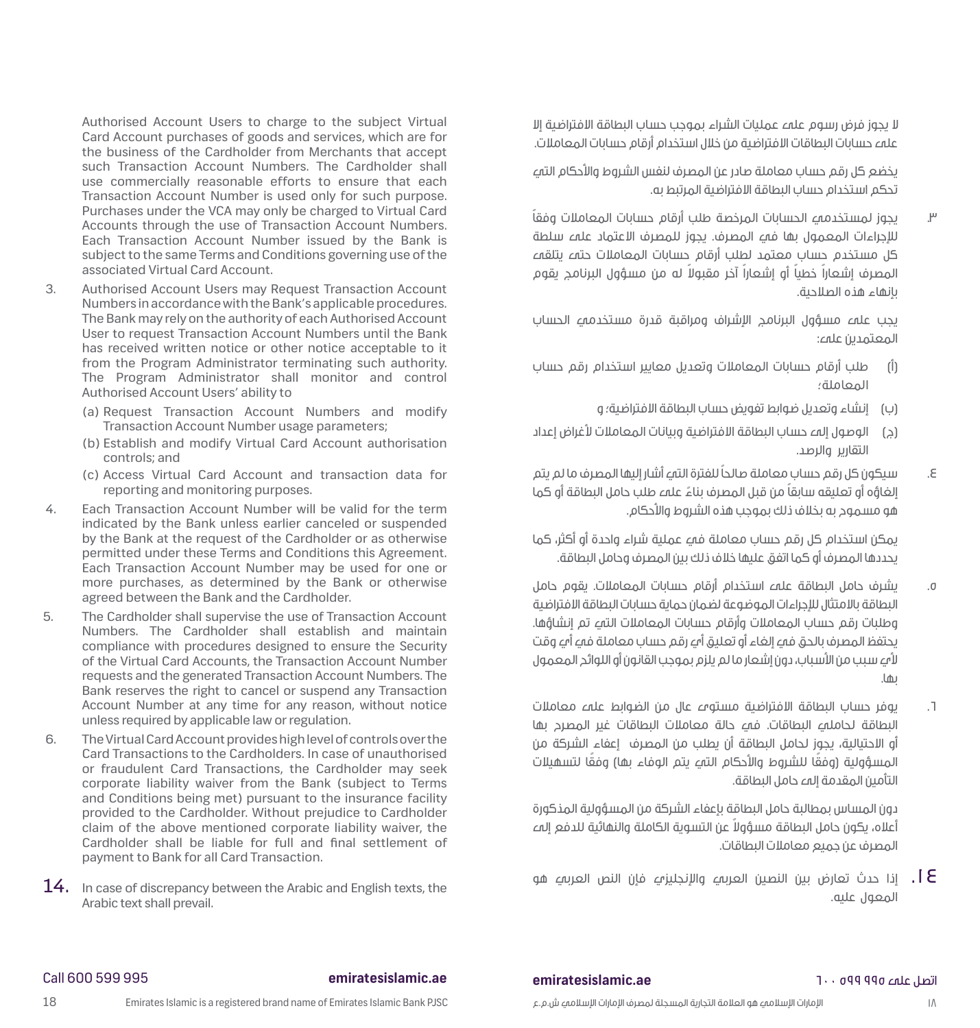Authorised Account Users to charge to the subject Virtual Card Account purchases of goods and services, which are for the business of the Cardholder from Merchants that accept such Transaction Account Numbers. The Cardholder shall use commercially reasonable efforts to ensure that each Transaction Account Number is used only for such purpose. Purchases under the VCA may only be charged to Virtual Card Accounts through the use of Transaction Account Numbers. Each Transaction Account Number issued by the Bank is subject to the same Terms and Conditions governing use of the associated Virtual Card Account.

3. Authorised Account Users may Request Transaction Account Numbers in accordance with the Bank's applicable procedures. The Bank may rely on the authority of each Authorised Account User to request Transaction Account Numbers until the Bank has received written notice or other notice acceptable to it from the Program Administrator terminating such authority. The Program Administrator shall monitor and control Authorised Account Users' ability to
   - (a) Request Transaction Account Numbers and modify Transaction Account Number usage parameters;
   - (b) Establish and modify Virtual Card Account authorisation controls; and
   - (c) Access Virtual Card Account and transaction data for reporting and monitoring purposes.
4. Each Transaction Account Number will be valid for the term indicated by the Bank unless earlier canceled or suspended by the Bank at the request of the Cardholder or as otherwise permitted under these Terms and Conditions this Agreement. Each Transaction Account Number may be used for one or more purchases, as determined by the Bank or otherwise agreed between the Bank and the Cardholder.
5. The Cardholder shall supervise the use of Transaction Account Numbers. The Cardholder shall establish and maintain compliance with procedures designed to ensure the Security of the Virtual Card Accounts, the Transaction Account Number requests and the generated Transaction Account Numbers. The Bank reserves the right to cancel or suspend any Transaction Account Number at any time for any reason, without notice unless required by applicable law or regulation.
6. The Virtual Card Account provides high level of controls over the Card Transactions to the Cardholders. In case of unauthorised or fraudulent Card Transactions, the Cardholder may seek corporate liability waiver from the Bank (subject to Terms and Conditions being met) pursuant to the insurance facility provided to the Cardholder. Without prejudice to Cardholder claim of the above mentioned corporate liability waiver, the Cardholder shall be liable for full and final settlement of payment to Bank for all Card Transaction.

**14.** In case of discrepancy between the Arabic and English texts, the Arabic text shall prevail.

لا يجوز فرض رسوم على عمليات الشراء بموجب حساب البطاقة الافتراضية إلا على حسابات البطاقات الافتراضية من خلال استخدام أرقام حسابات المعاملات.

يخضع كل رقم حساب معاملة صادر عن المصرف لنفس الشروط والأحكام التي تحكم استخدام حساب البطاقة الافتراضية المرتبط به.

٣. يجوز لمستخدمي الحسابات المرخصة طلب أرقام حسابات المعاملات وفقاً للإجراءات المعمول بها في المصرف. يجوز للمصرف الاعتماد على سلطة كل مستخدم حساب معتمد لطلب أرقام حسابات المعاملات حتى يتلقى المصرف إشعاراً خطياً أو إشعاراً آخر مقبولاً له من مسؤول البرنامج يقوم بإنهاء هذه الصلاحية.

يجب على مسؤول البرنامج الإشراف ومراقبة قدرة مستخدمي الحساب المعتمدين على:

- (أ) طلب أرقام حسابات المعاملات وتعديل معايير استخدام رقم حساب المعاملة؛
- (ب) إنشاء وتعديل ضوابط تفويض حساب البطاقة الافتراضية؛ و
- (ج) الوصول إلى حساب البطاقة الافتراضية وبيانات المعاملات لأغراض إعداد التقارير والرصد.

٤. سيكون كل رقم حساب معاملة صالحاً للفترة التي أشار إليها المصرف ما لم يتم إلغاؤه أو تعليقه سابقاً من قبل المصرف بناءً على طلب حامل البطاقة أو كما هو مسموح به بخلاف ذلك بموجب هذه الشروط والأحكام.

يمكن استخدام كل رقم حساب معاملة في عملية شراء واحدة أو أكثر، كما يحددها المصرف أو كما اتفق عليها خلاف ذلك بين المصرف وحامل البطاقة.

٥. يشرف حامل البطاقة على استخدام أرقام حسابات المعاملات. يقوم حامل البطاقة بالامتثال للإجراءات الموضوعة لضمان حماية حسابات البطاقة الافتراضية وطلبات رقم حساب المعاملات وأرقام حسابات المعاملات التي تم إنشاؤها. يحتفظ المصرف بالحق في إلغاء أو تعليق أي رقم حساب معاملة في أي وقت لأي سبب من الأسباب، دون إشعار ما لم يلزم بموجب القانون أو اللوائح المعمول بها.

٦. يوفر حساب البطاقة الافتراضية مستوى عالٍ من الضوابط على معاملات البطاقة لحاملي البطاقات. في حالة معاملات البطاقات غير المصرح بها أو الاحتيالية، يجوز لحامل البطاقة أن يطلب من المصرف إعفاء الشركة من المسؤولية (وفقًا للشروط والأحكام التي يتم الوفاء بها) وفقًا لتسهيلات التأمين المقدمة إلى حامل البطاقة.

دون المساس بمطالبة حامل البطاقة بإعفاء الشركة من المسؤولية المذكورة أعلاه، يكون حامل البطاقة مسؤولاً عن التسوية الكاملة والنهائية للدفع إلى المصرف عن جميع معاملات البطاقات.

**١٤.** إذا حدث تعارض بين النصين العربي والإنجليزي فإن النص العربي هو المعول عليه.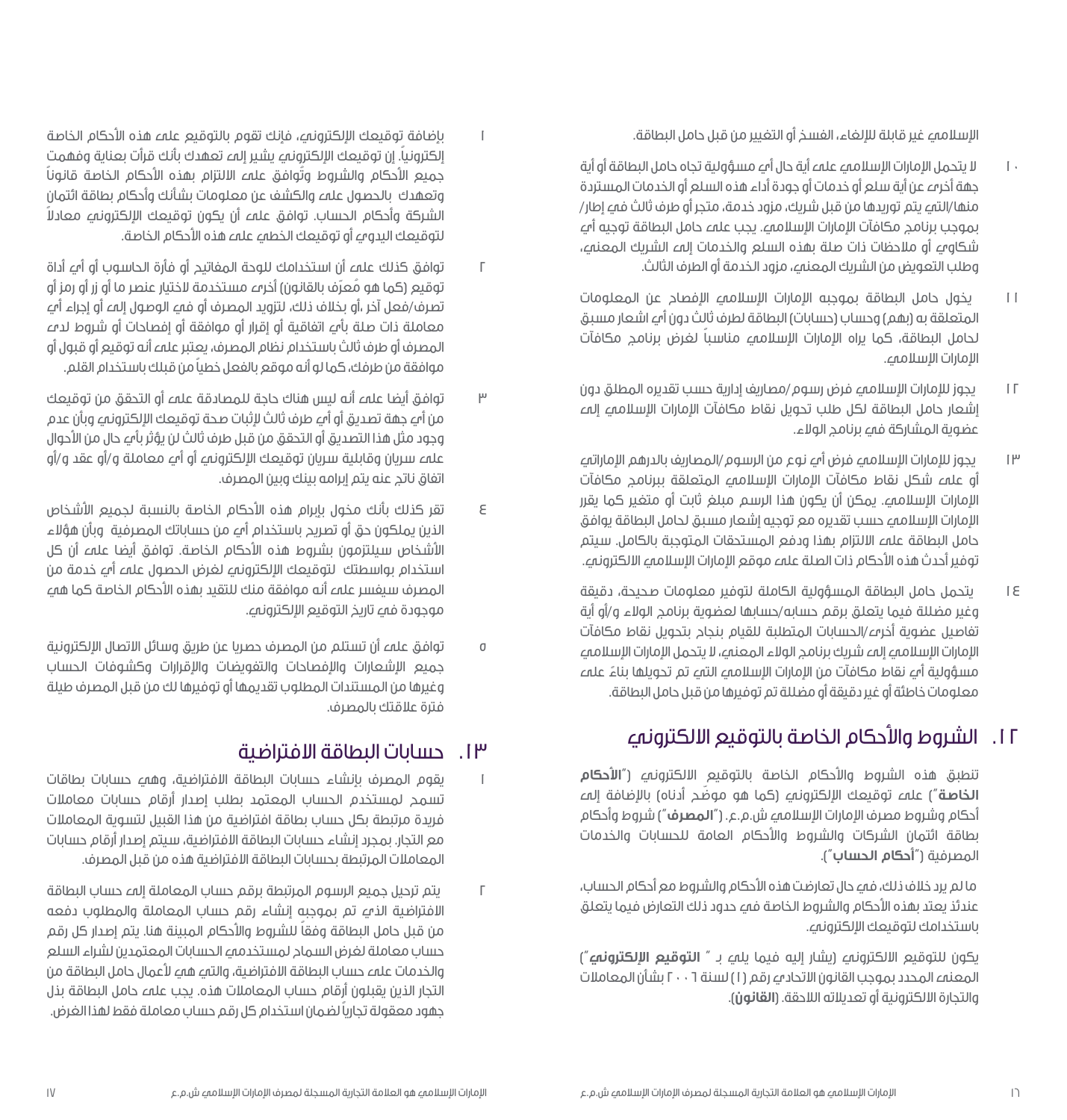الإسلامي غير قابلة للإلغاء، الفسخ أو التغيير من قبل حامل البطاقة.

١٠ لا يتحمل الإمارات الإسلامي على أية حال أي مسؤولية تجاه حامل البطاقة أو أية جهة أخرى عن أية سلع أو خدمات أو جودة أداء هذه السلع أو الخدمات المستردة منها/التي يتم توريدها من قبل شريك، مزود خدمة، متجر أو طرف ثالث في إطار/ بموجب برنامج مكافآت الإمارات الإسلامي. يجب على حامل البطاقة توجيه أي شكاوي أو ملاحظات ذات صلة بهذه السلع والخدمات إلى الشريك المعني، وطلب التعويض من الشريك المعني، مزود الخدمة أو الطرف الثالث.

١١ يخول حامل البطاقة بموجبه الإمارات الإسلامي الإفصاح عن المعلومات المتعلقة به (بهم) وحساب (حسابات) البطاقة لطرف ثالث دون أي اشعار مسبق لحامل البطاقة، كما يراه الإمارات الإسلامي مناسباً لغرض برنامج مكافآت الإمارات الإسلامي.

١٢ يجوز للإمارات الإسلامي فرض رسوم/مصاريف إدارية حسب تقديره المطلق دون إشعار حامل البطاقة لكل طلب تحويل نقاط مكافآت الإمارات الإسلامي إلى عضوية المشاركة في برنامج الولاء.

١٣ يجوز للإمارات الإسلامي فرض أي نوع من الرسوم/المصاريف بالدرهم الإماراتي أو على شكل نقاط مكافآت الإمارات الإسلامي المتعلقة ببرنامج مكافآت الإمارات الإسلامي. يمكن أن يكون هذا الرسم مبلغ ثابت أو متغير كما يقرر الإمارات الإسلامي حسب تقديره مع توجيه إشعار مسبق لحامل البطاقة يوافق حامل البطاقة على الالتزام بهذا ودفع المستحقات المتوجبة بالكامل. سيتم توفير أحدث هذه الأحكام ذات الصلة على موقع الإمارات الإسلامي الالكتروني.

١٤ يتحمل حامل البطاقة المسؤولية الكاملة لتوفير معلومات صحيحة، دقيقة وغير مضللة فيما يتعلق برقم حسابه/حسابها لعضوية برنامج الولاء و/أو أية تفاصيل عضوية أخرى/الحسابات المتطلبة للقيام بنجاح بتحويل نقاط مكافآت الإمارات الإسلامي إلى شريك برنامج الولاء المعني. لا يتحمل الإمارات الإسلامي مسؤولية أي نقاط مكافآت من الإمارات الإسلامي التي تم تحويلها بناءً على معلومات خاطئة أو غير دقيقة أو مضللة تم توفيرها من قبل حامل البطاقة.

## ١٢. الشروط والأحكام الخاصة بالتوقيع الالكتروني

تنطبق هذه الشروط والأحكام الخاصة بالتوقيع الالكتروني ("**الأحكام الخاصة**") على توقيعك الإلكتروني (كما هو موضّح أدناه) بالإضافة إلى أحكام وشروط مصرف الإمارات الإسلامي ش.م.ع. ("**المصرف**") شروط وأحكام بطاقة ائتمان الشركات والشروط والأحكام العامة للحسابات والخدمات المصرفية ("**أحكام الحساب**").

ما لم يرد خلاف ذلك، في حال تعارضت هذه الأحكام والشروط مع أحكام الحساب، عندئذ يعتد بهذه الأحكام والشروط الخاصة في حدود ذلك التعارض فيما يتعلق باستخدامك لتوقيعك الإلكتروني.

يكون للتوقيع الالكتروني (يشار إليه فيما يلي بـ " **التوقيع الإلكتروني**") المعنى المحدد بموجب القانون الاتحادي رقم (١) لسنة ٢٠٠٦ بشأن المعاملات والتجارة الالكترونية أو تعديلاته اللاحقة. (**القانون**).

١ بإضافة توقيعك الإلكتروني، فإنك تقوم بالتوقيع على هذه الأحكام الخاصة إلكترونياً. إن توقيعك الإلكتروني يشير إلى تعهدك بأنك قرأت بعناية وفهمت جميع الأحكام والشروط وتوافق على الالتزام بهذه الأحكام الخاصة قانوناً وتعهدك بالحصول على والكشف عن معلومات بشأنك وأحكام بطاقة ائتمان الشركة وأحكام الحساب. توافق على أن يكون توقيعك الإلكتروني معادلاً لتوقيعك اليدوي أو توقيعك الخطي على هذه الأحكام الخاصة.

٢ توافق كذلك على أن استخدامك للوحة المفاتيح أو فأرة الحاسوب أو أي أداة توقيع (كما هو مُعرّف بالقانون) أخرى مستخدمة لاختيار عنصر ما أو زر أو رمز أو تصرف/فعل آخر، أو بخلاف ذلك، لتزويد المصرف أو في الوصول إلى أو إجراء أي معاملة ذات صلة بأي اتفاقية أو إقرار أو موافقة أو إفصاحات أو شروط لدى المصرف أو طرف ثالث باستخدام نظام المصرف، يعتبر على أنه توقيع أو قبول أو موافقة من طرفك، كما لو أنه موقع بالفعل خطياً من قبلك باستخدام القلم.

٣ توافق أيضا على أنه ليس هناك حاجة للمصادقة على أو التحقق من توقيعك من أي جهة تصديق أو أي طرف ثالث لإثبات صحة توقيعك الإلكتروني وبأن عدم وجود مثل هذا التصديق أو التحقق من قبل طرف ثالث لن يؤثر بأي حال من الأحوال على سريان وقابلية سريان توقيعك الإلكتروني أو أي معاملة و/أو عقد و/أو اتفاق ناتج عنه يتم إبرامه بينك وبين المصرف.

٤ تقر كذلك بأنك مخول بإبرام هذه الأحكام الخاصة بالنسبة لجميع الأشخاص الذين يملكون حق أو تصريح باستخدام أي من حساباتك المصرفية وبأن هؤلاء الأشخاص سيلتزمون بشروط هذه الأحكام الخاصة. توافق أيضا على أن كل استخدام بواسطتك لتوقيعك الإلكتروني لغرض الحصول على أي خدمة من المصرف سيفسر على أنه موافقة منك للتقيد بهذه الأحكام الخاصة كما هي موجودة في تاريخ التوقيع الإلكتروني.

٥ توافق على أن تستلم من المصرف حصريا عن طريق وسائل الاتصال الإلكترونية جميع الإشعارات والإفصاحات والتفويضات والإقرارات وكشوفات الحساب وغيرها من المستندات المطلوب تقديمها أو توفيرها لك من قبل المصرف طيلة فترة علاقتك بالمصرف.

## ١٣. حسابات البطاقة الافتراضية

١ يقوم المصرف بإنشاء حسابات البطاقة الافتراضية، وهي حسابات بطاقات تسمح لمستخدم الحساب المعتمد بطلب إصدار أرقام حسابات معاملات فريدة مرتبطة بكل حساب بطاقة افتراضية من هذا القبيل لتسوية المعاملات مع التجار. بمجرد إنشاء حسابات البطاقة الافتراضية، سيتم إصدار أرقام حسابات المعاملات المرتبطة بحسابات البطاقة الافتراضية هذه من قبل المصرف.

٢ يتم ترحيل جميع الرسوم المرتبطة برقم حساب المعاملة إلى حساب البطاقة الافتراضية الذي تم بموجبه إنشاء رقم حساب المعاملة والمطلوب دفعه من قبل حامل البطاقة وفقاً للشروط والأحكام المبينة هنا. يتم إصدار كل رقم حساب معاملة لغرض السماح لمستخدمي الحسابات المعتمدين لشراء السلع والخدمات على حساب البطاقة الافتراضية، والتي هي لأعمال حامل البطاقة من التجار الذين يقبلون أرقام حساب المعاملات هذه. يجب على حامل البطاقة بذل جهود معقولة تجارياً لضمان استخدام كل رقم حساب معاملة فقط لهذا الغرض.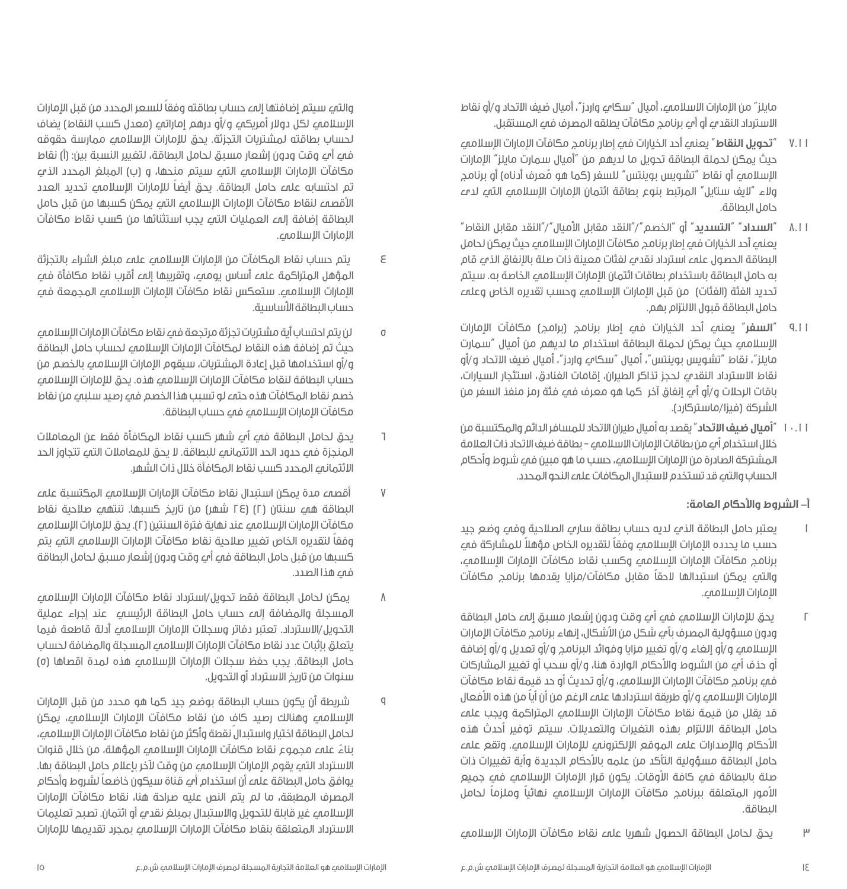مايلز" من الإمارات الاسلامي، أميال "سكاي واردز"، أميال ضيف الاتحاد و/أو نقاط الاسترداد النقدي أو أي برنامج مكافآت يطلقه المصرف في المستقبل.

١.١١ "**تحويل النقاط**" يعني أحد الخيارات في إطار برنامج مكافآت الإمارات الإسلامي حيث يمكن لحملة البطاقة تحويل ما لديهم من "أميال سمارت مايلز" الإمارات الإسلامي أو نقاط "تشويس بوينتس" للسفر (كما هو مُعرف أدناه) أو برنامج ولاء "لايف ستايل" المرتبط بنوع بطاقة ائتمان الإمارات الإسلامي التي لدى حامل البطاقة.

٨.١١ "**السداد**" "**التسديد**" أو "الخصم"/"النقد مقابل الأميال"/"النقد مقابل النقاط" يعني أحد الخيارات في إطار برنامج مكافآت الإمارات الإسلامي حيث يمكن لحامل البطاقة الحصول على استرداد نقدي لفئات معينة ذات صلة بالإنفاق الذي قام به حامل البطاقة باستخدام بطاقات ائتمان الإمارات الإسلامي الخاصة به. سيتم تحديد الفئة (الفئات) من قبل الإمارات الإسلامي وحسب تقديره الخاص وعلى حامل البطاقة قبول الالتزام بهم.

٩.١١ "**السفر**" يعني أحد الخيارات في إطار برنامج (برامج) مكافآت الإمارات الإسلامي حيث يمكن لحملة البطاقة استخدام ما لديهم من أميال "سمارت مايلز"، نقاط "تشويس بوينتس"، أميال "سكاي واردز"، أميال ضيف الاتحاد و/أو نقاط الاسترداد النقدي لحجز تذاكر الطيران، إقامات الفنادق، استئجار السيارات، باقات الرحلات و/أو أي إنفاق آخر كما هو معرف في فئة رمز منفذ السفر من الشركة (فيزا/ماستركارد).

١٠.١١ "**أميال ضيف الاتحاد**" يقصد به أميال طيران الاتحاد للمسافر الدائم والمكتسبة من خلال استخدام أي من بطاقات الإمارات الاسلامي – بطاقة ضيف الاتحاد ذات العلامة المشتركة الصادرة من الإمارات الإسلامي، حسب ما هو مبين في شروط وأحكام الحساب والتي قد تستخدم لاستبدال المكافات على النحو المحدد.

### أ– الشروط والأحكام العامة:

١ يعتبر حامل البطاقة الذي لديه حساب بطاقة ساري الصلاحية وفي وضع جيد حسب ما يحدده الإمارات الإسلامي وفقاً لتقديره الخاص مؤهلاً للمشاركة في برنامج مكافآت الإمارات الإسلامي وكسب نقاط مكافآت الإمارات الإسلامي، والتي يمكن استبدالها لاحقاً مقابل مكافآت/مزايا يقدمها برنامج مكافآت الإمارات الإسلامي.

٢ يحق للإمارات الإسلامي في أي وقت ودون إشعار مسبق إلى حامل البطاقة ودون مسؤولية المصرف بأي شكل من الأشكال، إنهاء برنامج مكافآت الإمارات الإسلامي و/أو إلغاء و/أو تغيير مزايا وفوائد البرنامج و/أو تعديل و/أو إضافة أو حذف أي من الشروط والأحكام الواردة هنا، و/أو سحب أو تغيير المشاركات في برنامج مكافآت الإمارات الإسلامي، و/أو تحديث أو حد قيمة نقاط مكافآت الإمارات الإسلامي و/أو طريقة استردادها على الرغم من أن أياً من هذه الأفعال قد يقلل من قيمة نقاط مكافآت الإمارات الإسلامي المتراكمة ويجب على حامل البطاقة الالتزام بهذه التغيرات والتعديلات. سيتم توفير أحدث هذه الأحكام والإصدارات على الموقع الإلكتروني للإمارات الإسلامي. وتقع على حامل البطاقة مسؤولية التأكد من علمه بالأحكام الجديدة وأية تغييرات ذات صلة بالبطاقة في كافة الأوقات. يكون قرار الإمارات الإسلامي في جميع الأمور المتعلقة ببرنامج مكافآت الإمارات الإسلامي نهائياً وملزماً لحامل البطاقة.

٣ يحق لحامل البطاقة الحصول شهريا على نقاط مكافآت الإمارات الإسلامي والتي سيتم إضافتها إلى حساب بطاقته وفقاً للسعر المحدد من قبل الإمارات الإسلامي لكل دولار أمريكي و/أو درهم إماراتي (معدل كسب النقاط) يضاف لحساب بطاقته لمشتريات التجزئة. يحق للإمارات الإسلامي ممارسة حقوقه في أي وقت ودون إشعار مسبق لحامل البطاقة، لتغيير النسبة بين: (أ) نقاط مكافآت الإمارات الإسلامي التي سيتم منحها، و (ب) المبلغ المحدد الذي تم احتسابه على حامل البطاقة. يحق أيضاً للإمارات الإسلامي تحديد العدد الأقصى لنقاط مكافآت الإمارات الإسلامي التي يمكن كسبها من قبل حامل البطاقة إضافة إلى العمليات التي يجب استثنائها من كسب نقاط مكافآت الإمارات الإسلامي.

٤ يتم حساب نقاط المكافآت من الإمارات الإسلامي على مبلغ الشراء بالتجزئة المؤهل المتراكمة على أساس يومي، وتقريبها إلى أقرب نقاط مكافأة في الإمارات الإسلامي. ستعكس نقاط مكافآت الإمارات الإسلامي المجمعة في حساب البطاقة الأساسية.

٥ لن يتم احتساب أية مشتريات تجزئة مرتجعة في نقاط مكافآت الإمارات الإسلامي حيث تم إضافة هذه النقاط لمكافآت الإمارات الإسلامي لحساب حامل البطاقة و/أو استخدامها قبل إعادة المشتريات، سيقوم الإمارات الإسلامي بالخصم من حساب البطاقة لنقاط مكافآت الإمارات الإسلامي هذه. يحق للإمارات الإسلامي خصم نقاط المكافآت هذه حتى لو تسبب هذا الخصم في رصيد سلبي من نقاط مكافآت الإمارات الإسلامي في حساب البطاقة.

٦ يحق لحامل البطاقة في أي شهر كسب نقاط المكافأة فقط عن المعاملات المنجزة في حدود الحد الائتماني للبطاقة. لا يحق للمعاملات التي تتجاوز الحد الائتماني المحدد كسب نقاط المكافأة خلال ذات الشهر.

٧ أقصى مدة يمكن استبدال نقاط مكافآت الإمارات الإسلامي المكتسبة على البطاقة هي سنتان (٢) (٢٤ شهر) من تاريخ كسبها. تنتهي صلاحية نقاط مكافآت الإمارات الإسلامي عند نهاية فترة السنتين (٢). يحق للإمارات الإسلامي وفقاً لتقديره الخاص تغيير صلاحية نقاط مكافآت الإمارات الإسلامي التي يتم كسبها من قبل حامل البطاقة في أي وقت ودون إشعار مسبق لحامل البطاقة في هذا الصدد.

٨ يمكن لحامل البطاقة فقط تحويل/استرداد نقاط مكافآت الإمارات الإسلامي المسجلة والمضافة إلى حساب حامل البطاقة الرئيسي عند إجراء عملية التحويل/الاسترداد. تعتبر دفاتر وسجلات الإمارات الإسلامي أدلة قاطعة فيما يتعلق بإثبات عدد نقاط مكافآت الإمارات الإسلامي المسجلة والمضافة لحساب حامل البطاقة. يجب حفظ سجلات الإمارات الإسلامي هذه لمدة اقصاها (٥) سنوات من تاريخ الاسترداد أو التحويل.

٩ شريطة أن يكون حساب البطاقة بوضع جيد كما هو محدد من قبل الإمارات الإسلامي وهنالك رصيد كاف من نقاط مكافآت الإمارات الإسلامي، يمكن لحامل البطاقة اختيار واستبدال نقطة وأكثر من نقاط مكافآت الإمارات الإسلامي، بناءً على مجموع نقاط مكافآت الإمارات الإسلامي المؤهلة، من خلال قنوات الاسترداد التي يقوم الإمارات الإسلامي من وقت لآخر بإعلام حامل البطاقة بها. يوافق حامل البطاقة على أن استخدام أي قناة سيكون خاضعاً لشروط وأحكام المصرف المطبقة، ما لم يتم النص عليه صراحة هنا، نقاط مكافآت الإمارات الإسلامي غير قابلة للتحويل والاستبدال بمبلغ نقدي أو ائتمان. تصبح تعليمات الاسترداد المتعلقة بنقاط مكافآت الإمارات الإسلامي بمجرد تقديمها للإمارات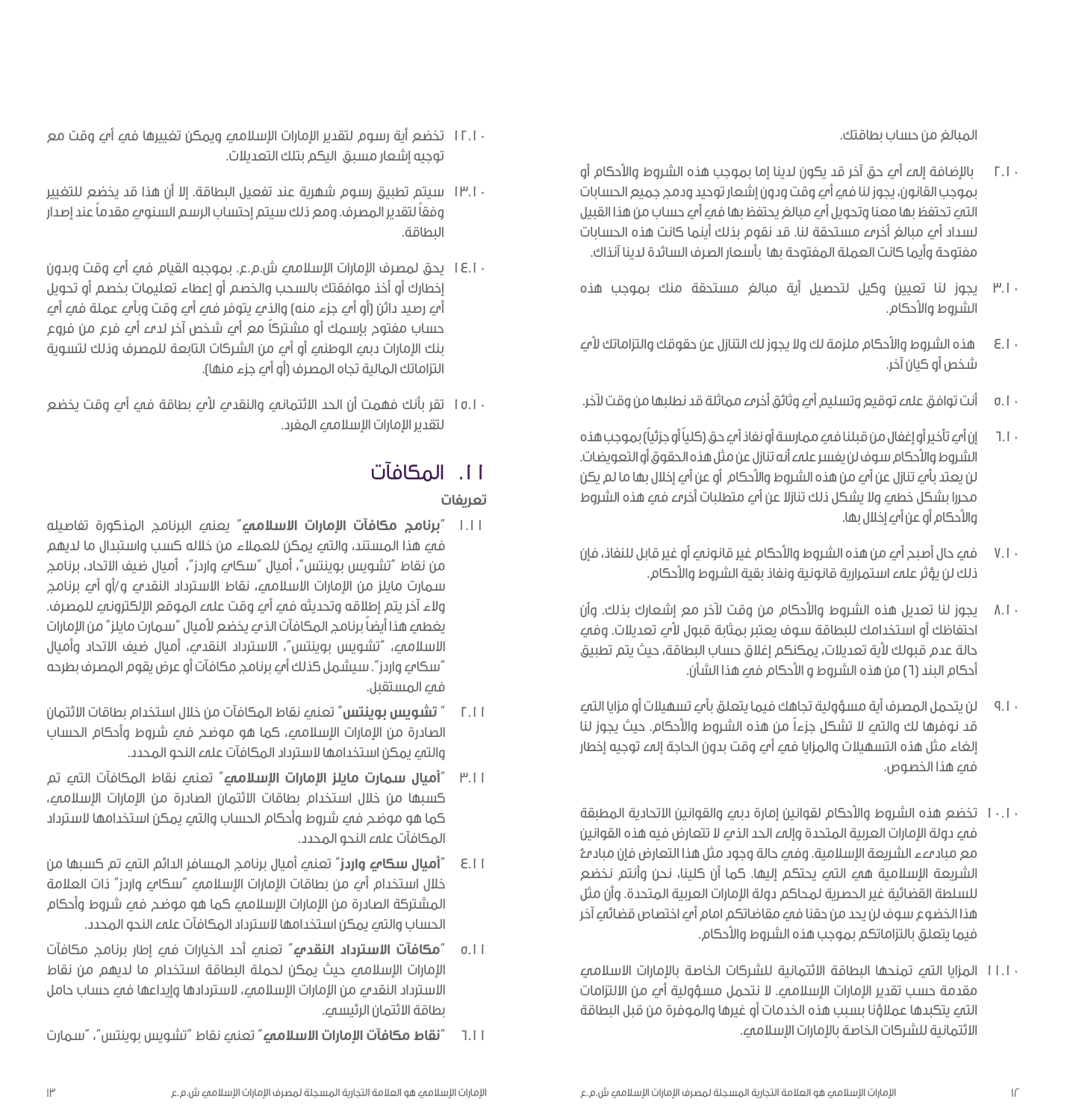المبالغ من حساب بطاقتك.

٢.١٠ بالإضافة إلى أي حق آخر قد يكون لدينا إما بموجب هذه الشروط والأحكام أو بموجب القانون، يجوز لنا في أي وقت ودون إشعار توحيد ودمج جميع الحسابات التي تحتفظ بها معنا وتحويل أي مبالغ يحتفظ بها في أي حساب من هذا القبيل لسداد أي مبالغ أخرى مستحقة لنا. قد نقوم بذلك أينما كانت هذه الحسابات مفتوحة وأيما كانت العملة المفتوحة بها بأسعار الصرف السائدة لدينا آنذاك.

٣.١٠ يجوز لنا تعيين وكيل لتحصيل أية مبالغ مستحقة منك بموجب هذه الشروط والأحكام.

٤.١٠ هذه الشروط والأحكام ملزمة لك ولا يجوز لك التنازل عن حقوقك والتزاماتك لأي شخص أو كيان آخر.

٥.١٠ أنت توافق على توقيع وتسليم أي وثائق أخرى مماثلة قد نطلبها من وقت لآخر.

٦.١٠ إن أي تأخير أو إغفال من قبلنا في ممارسة أو نفاذ أي حق (كلياً أو جزئياً) بموجب هذه الشروط والأحكام سوف لن يفسر على أنه تنازل عن مثل هذه الحقوق أو التعويضات. لن يعتد بأي تنازل عن أي من هذه الشروط والأحكام أو عن أي إخلال بها ما لم يكن محررا بشكل خطي ولا يشكل ذلك تنازلا عن أي متطلبات أخرى في هذه الشروط والأحكام أو عن أي إخلال بها.

٧.١٠ في حال أصبح أي من هذه الشروط والأحكام غير قانوني أو غير قابل للنفاذ، فإن ذلك لن يؤثر على استمرارية قانونية ونفاذ بقية الشروط والأحكام.

٨.١٠ يجوز لنا تعديل هذه الشروط والأحكام من وقت لآخر مع إشعارك بذلك. وأن احتفاظك أو استخدامك للبطاقة سوف يعتبر بمثابة قبول لأي تعديلات. وفي حالة عدم قبولك لأية تعديلات، يمكنكم إغلاق حساب البطاقة، حيث يتم تطبيق أحكام البند (٦) من هذه الشروط و الأحكام في هذا الشأن.

٩.١٠ لن يتحمل المصرف أية مسؤولية تجاهك فيما يتعلق بأي تسهيلات أو مزايا التي قد نوفرها لك والتي لا تشكل جزءاً من هذه الشروط والأحكام. حيث يجوز لنا إلغاء مثل هذه التسهيلات والمزايا في أي وقت بدون الحاجة إلى توجيه إخطار في هذا الخصوص.

١٠.١٠ تخضع هذه الشروط والأحكام لقوانين إمارة دبي والقوانين الاتحادية المطبقة في دولة الإمارات العربية المتحدة وإلى الحد الذي لا تتعارض فيه هذه القوانين مع مبادىء الشريعة الإسلامية. وفي حالة وجود مثل هذا التعارض فإن مبادئ الشريعة الإسلامية هي التي يحتكم إليها. كما أن كلينا، نحن وأنتم نخضع للسلطة القضائية غير الحصرية لمحاكم دولة الإمارات العربية المتحدة. وأن مثل هذا الخضوع سوف لن يحد من حقنا في مقاضاتكم امام أي اختصاص قضائي آخر فيما يتعلق بالتزاماتكم بموجب هذه الشروط والأحكام.

١١.١٠ المزايا التي تمنحها البطاقة الائتمانية للشركات الخاصة بالإمارات الاسلامي مقدمة حسب تقدير الإمارات الإسلامي. لا نتحمل مسؤولية أي من الالتزامات التي يتكبدها عملاؤنا بسبب هذه الخدمات أو غيرها والموفرة من قبل البطاقة الائتمانية للشركات الخاصة بالإمارات الإسلامي.

١٢.١٠ تخضع أية رسوم لتقدير الإمارات الإسلامي ويمكن تغييرها في أي وقت مع توجيه إشعار مسبق اليكم بتلك التعديلات.

١٣.١٠ سيتم تطبيق رسوم شهرية عند تفعيل البطاقة. إلا أن هذا قد يخضع للتغيير وفقاً لتقدير المصرف. ومع ذلك سيتم إحتساب الرسم السنوي مقدماً عند إصدار البطاقة.

١٤.١٠ يحق لمصرف الإمارات الإسلامي ش.م.ع. بموجبه القيام في أي وقت وبدون إخطارك أو أخذ موافقتك بالسحب والخصم أو إعطاء تعليمات بخصم أو تحويل أي رصيد دائن (أو أي جزء منه) والذي يتوفر في أي وقت وبأي عملة في أي حساب مفتوح بإسمك أو مشتركاً مع أي شخص آخر لدى أي فرع من فروع بنك الإمارات دبي الوطني أو أي من الشركات التابعة للمصرف وذلك لتسوية التزاماتك المالية تجاه المصرف (أو أي جزء منها).

١٥.١٠ تقر بأنك فهمت أن الحد الائتماني والنقدي لأي بطاقة في أي وقت يخضع لتقدير الإمارات الإسلامي المفرد.

## ١١. المكافآت

### تعريفات

١.١١ "**برنامج مكافآت الإمارات الاسلامي**" يعني البرنامج المذكورة تفاصيله في هذا المستند، والتي يمكن للعملاء من خلاله كسب واستبدال ما لديهم من نقاط "تشويس بوينتس"، أميال "سكاي واردز"، أميال ضيف الاتحاد، برنامج سمارت مايلز من الإمارات الاسلامي، نقاط الاسترداد النقدي و/أو أي برنامج ولاء آخر يتم إطلاقه وتحديثه في أي وقت على الموقع الإلكتروني للمصرف. يغطي هذا أيضاً برنامج المكافآت الذي يخضع لأميال "سمارت مايلز" من الإمارات الاسلامي، "تشويس بوينتس"، الاسترداد النقدي، أميال ضيف الاتحاد وأميال "سكاي واردز". سيشمل كذلك أي برنامج مكافآت أو عرض يقوم المصرف بطرحه في المستقبل.

٢.١١ "**تشويس بوينتس**" تعني نقاط المكافآت من خلال استخدام بطاقات الائتمان الصادرة من الإمارات الإسلامي، كما هو موضح في شروط وأحكام الحساب والتي يمكن استخدامها لاسترداد المكافآت على النحو المحدد.

٣.١١ "**أميال سمارت مايلز الإمارات الإسلامي**" تعني نقاط المكافآت التي تم كسبها من خلال استخدام بطاقات الائتمان الصادرة من الإمارات الإسلامي، كما هو موضح في شروط وأحكام الحساب والتي يمكن استخدامها لاسترداد المكافآت على النحو المحدد.

٤.١١ "**أميال سكاي واردز**" تعني أميال برنامج المسافر الدائم التي تم كسبها من خلال استخدام أي من بطاقات الإمارات الإسلامي "سكاي واردز" ذات العلامة المشتركة الصادرة من الإمارات الإسلامي كما هو موضح في شروط وأحكام الحساب والتي يمكن استخدامها لاسترداد المكافآت على النحو المحدد.

٥.١١ "**مكافآت الاسترداد النقدي**" تعني أحد الخيارات في إطار برنامج مكافآت الإمارات الإسلامي حيث يمكن لحملة البطاقة استخدام ما لديهم من نقاط الاسترداد النقدي من الإمارات الإسلامي، لاستردادها وإيداعها في حساب حامل بطاقة الائتمان الرئيسي.

٦.١١ "**نقاط مكافآت الإمارات الاسلامي**" تعني نقاط "تشويس بوينتس"، "سمارت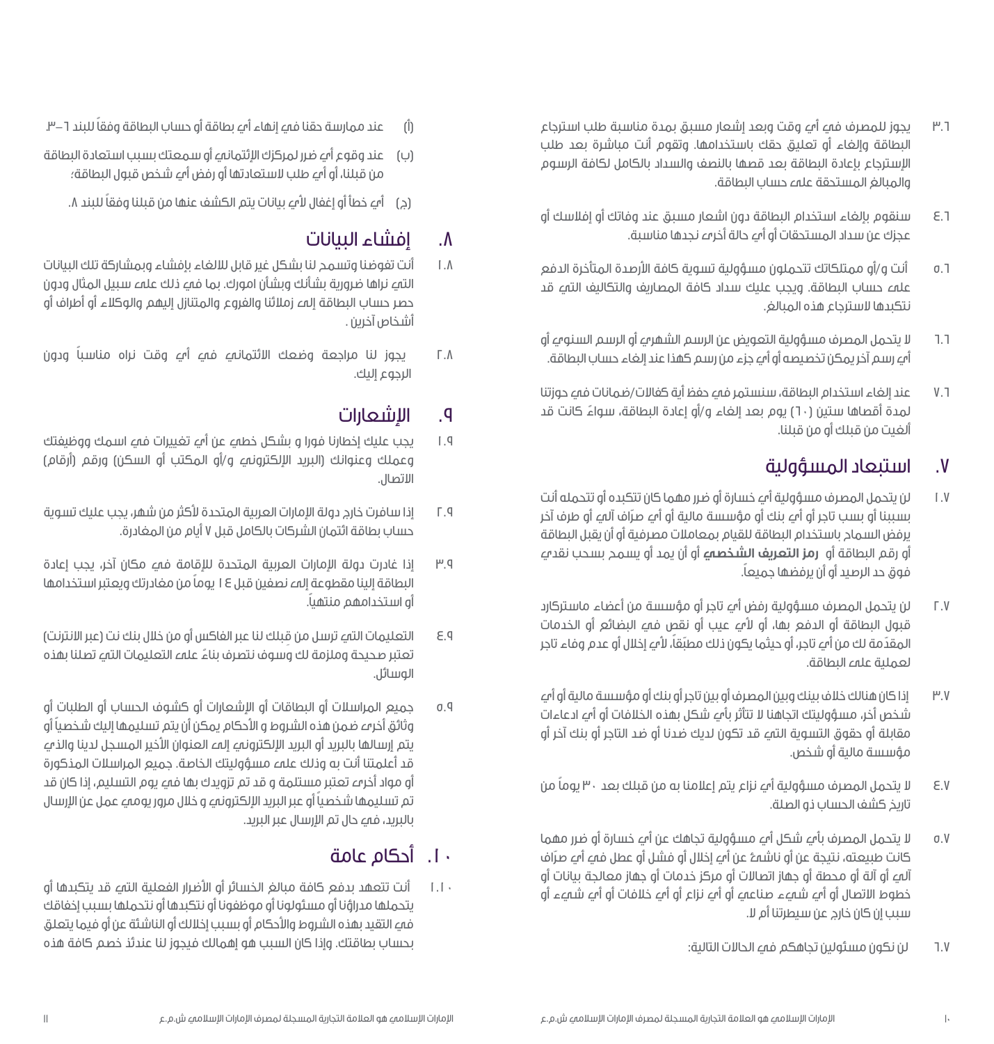٣.٦ يجوز للمصرف في أي وقت وبعد إشعار مسبق بمدة مناسبة طلب استرجاع البطاقة وإلغاء أو تعليق حقك باستخدامها. وتقوم أنت مباشرة بعد طلب الإسترجاع بإعادة البطاقة بعد قصها بالنصف والسداد بالكامل لكافة الرسوم والمبالغ المستحقة على حساب البطاقة.

٤.٦ سنقوم بإلغاء استخدام البطاقة دون اشعار مسبق عند وفاتك أو إفلاسك أو عجزك عن سداد المستحقات أو أي حالة أخرى نجدها مناسبة.

٥.٦ أنت و/أو ممتلكاتك تتحملون مسؤولية تسوية كافة الأرصدة المتأخرة الدفع على حساب البطاقة. ويجب عليك سداد كافة المصاريف والتكاليف التي قد نتكبدها لاسترجاع هذه المبالغ.

٦.٦ لا يتحمل المصرف مسؤولية التعويض عن الرسم الشهري أو الرسم السنوي أو أي رسم آخر يمكن تخصيصه أو أي جزء من رسم كهذا عند إلغاء حساب البطاقة.

٧.٦ عند إلغاء استخدام البطاقة، سنستمر في حفظ أية كفالات/ضمانات في حوزتنا لمدة أقصاها ستين (٦٠) يوم بعد إلغاء و/أو إعادة البطاقة، سواءً كانت قد ألغيت من قبلك أو من قبلنا.

## ٧. استبعاد المسؤولية

١.٧ لن يتحمل المصرف مسؤولية أي خسارة أو ضرر مهما كان تتكبده أو تتحمله أنت بسببنا أو بسب تاجر أو أي بنك أو مؤسسة مالية أو أي صرّاف آلي أو طرف آخر يرفض السماح باستخدام البطاقة للقيام بمعاملات مصرفية أو أن يقبل البطاقة أو رقم البطاقة أو **رمز التعريف الشخصي** أو أن يمد أو يسمح بسحب نقدي فوق حد الرصيد أو أن يرفضها جميعاً.

٢.٧ لن يتحمل المصرف مسؤولية رفض أي تاجر أو مؤسسة من أعضاء ماستركارد قبول البطاقة أو الدفع بها، أو لأي عيب أو نقص في البضائع أو الخدمات المقدّمة لك من أي تاجر، أو حيثما يكون ذلك مطبّقاً، لأي إخلال أو عدم وفاء تاجر لعملية على البطاقة.

٣.٧ إذا كان هنالك خلاف بينك وبين المصرف أو بين تاجر أو بنك أو مؤسسة مالية أو أي شخص آخر، مسؤوليتك اتجاهنا لا تتأثر بأي شكل بهذه الخلافات أو أي ادعاءات مقابلة أو حقوق التسوية التي قد تكون لديك ضدنا أو ضد التاجر أو بنك آخر أو مؤسسة مالية أو شخص.

٤.٧ لا يتحمل المصرف مسؤولية أي نزاع يتم إعلامنا به من قبلك بعد ٣٠ يوماً من تاريخ كشف الحساب ذو الصلة.

٥.٧ لا يتحمل المصرف بأي شكل أي مسؤولية تجاهك عن أي خسارة أو ضرر مهما كانت طبيعته، نتيجة عن أو ناشئ عن أي إخلال أو فشل أو عطل في أي صرّاف آلي أو آلة أو محطة أو جهاز اتصالات أو مركز خدمات أو جهاز معالجة بيانات أو خطوط الاتصال أو أي شيء صناعي أو أي نزاع أو أي خلافات أو أي شيء أو سبب إن كان خارج عن سيطرتنا أم لا.

٦.٧ لن نكون مسئولين تجاهكم في الحالات التالية:

(أ) عند ممارسة حقنا في إنهاء أي بطاقة أو حساب البطاقة وفقاً للبند ٦-٣.

(ب) عند وقوع أي ضرر لمركزك الإئتماني أو سمعتك بسبب استعادة البطاقة من قبلنا، أو أي طلب لاستعادتها أو رفض أي شخص قبول البطاقة؛

(ج) أي خطأ أو إغفال لأي بيانات يتم الكشف عنها من قبلنا وفقاً للبند ٨.

## ٨. إفشاء البيانات

١.٨ أنت تفوضنا وتسمح لنا بشكل غير قابل للالغاء بإفشاء وبمشاركة تلك البيانات التي نراها ضرورية بشأنك وبشأن امورك. بما في ذلك على سبيل المثال ودون حصر حساب البطاقة إلى زملائنا والفروع والمتنازل إليهم والوكلاء أو أطراف أو أشخاص آخرين .

٢.٨ يجوز لنا مراجعة وضعك الائتماني في أي وقت نراه مناسباً ودون الرجوع إليك.

## ٩. الإشعارات

١.٩ يجب عليك إخطارنا فورا و بشكل خطي عن أي تغييرات في اسمك ووظيفتك وعملك وعنوانك (البريد الإلكتروني و/أو المكتب أو السكن) ورقم (أرقام) الاتصال.

٢.٩ إذا سافرت خارج دولة الإمارات العربية المتحدة لأكثر من شهر، يجب عليك تسوية حساب بطاقة ائتمان الشركات بالكامل قبل ٧ أيام من المغادرة.

٣.٩ إذا غادرت دولة الإمارات العربية المتحدة للإقامة في مكان آخر، يجب إعادة البطاقة إلينا مقطوعة إلى نصفين قبل ١٤ يوماً من مغادرتك ويعتبر استخدامها أو استخدامهم منتهياً.

٤.٩ التعليمات التي ترسل من قِبلك لنا عبر الفاكس أو من خلال بنك نت (عبر الانترنت) تعتبر صحيحة وملزمة لك وسوف نتصرف بناءً على التعليمات التي تصلنا بهذه الوسائل.

٥.٩ جميع المراسلات أو البطاقات أو الإشعارات أو كشوف الحساب أو الطلبات أو وثائق أخرى ضمن هذه الشروط و الأحكام يمكن أن يتم تسليمها إليك شخصياً أو يتم إرسالها بالبريد أو البريد الإلكتروني إلى العنوان الأخير المسجل لدينا والذي قد أعلمتنا أنت به وذلك على مسؤوليتك الخاصة. جميع المراسلات المذكورة أو مواد أخرى تعتبر مستلمة و قد تم تزويدك بها في يوم التسليم، إذا كان قد تم تسليمها شخصياً أو عبر البريد الإلكتروني و خلال مرور يومي عمل عن الإرسال بالبريد، في حال تم الإرسال عبر البريد.

## ١٠. أحكام عامة

١.١٠ أنت تتعهد بدفع كافة مبالغ الخسائر أو الأضرار الفعلية التي قد يتكبدها أو يتحملها مدراؤنا أو مسئولونا أو موظفونا أو نتكبدها أو نتحملها بسبب إخفاقك في التقيد بهذه الشروط والأحكام أو بسبب إخلالك أو الناشئة عن أو فيما يتعلق بحساب بطاقتك. وإذا كان السبب هو إهمالك فيجوز لنا عندئذ خصم كافة هذه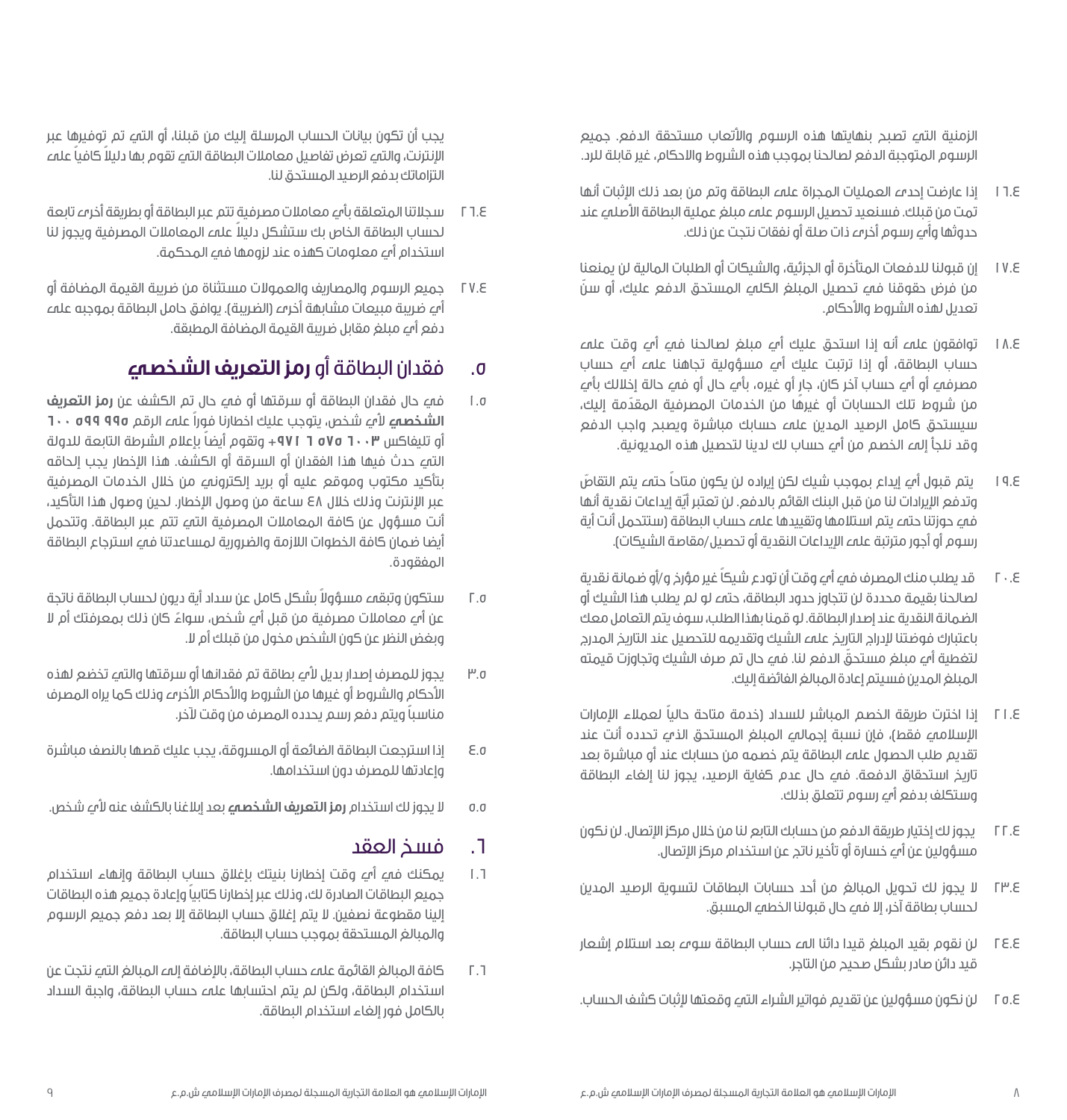الزمنية التي تصبح بنهايتها هذه الرسوم والأتعاب مستحقة الدفع. جميع الرسوم المتوجبة الدفع لصالحنا بموجب هذه الشروط والاحكام، غير قابلة للرد.

١٦.٤ إذا عارضت إحدى العمليات المجراة على البطاقة وتم من بعد ذلك الإثبات أنها تمت من قبلك. فسنعيد تحصيل الرسوم على مبلغ عملية البطاقة الأصلي عند حدوثها وأي رسوم أخرى ذات صلة أو نفقات نتجت عن ذلك.

١٧.٤ إن قبولنا للدفعات المتأخرة أو الجزئية، والشيكات أو الطلبات المالية لن يمنعنا من فرض حقوقنا في تحصيل المبلغ الكلي المستحق الدفع عليك، أو سنّ تعديل لهذه الشروط والأحكام.

١٨.٤ توافقون على أنه إذا استحق عليك أي مبلغ لصالحنا في أي وقت على حساب البطاقة، أو إذا ترتبت عليك أي مسؤولية تجاهنا على أي حساب مصرفي أو أي حساب آخر كان، جارٍ أو غيره، بأي حال أو في حالة إخلالك بأي من شروط تلك الحسابات أو غيرها من الخدمات المصرفية المقدّمة إليك، سيستحق كامل الرصيد المدين على حسابك مباشرة ويصبح واجب الدفع وقد نلجأ إلى الخصم من أي حساب لك لدينا لتحصيل هذه المديونية.

١٩.٤ يتم قبول أي إيداع بموجب شيك لكن إيراده لن يكون متاحاً حتى يتم التقاصّ وتدفع الإيرادات لنا من قبل البنك القائم بالدفع. لن تعتبر أيّة إيداعات نقدية أنها في حوزتنا حتى يتم استلامها وتقييدها على حساب البطاقة (ستتحمل أنت أية رسوم أو أجور مترتبة على الإيداعات النقدية أو تحصيل/مقاصة الشيكات).

٢٠.٤ قد يطلب منك المصرف في أي وقت أن تودع شيكاً غير مؤرخ و/أو ضمانة نقدية لصالحنا بقيمة محددة لن تتجاوز حدود البطاقة، حتى لو لم يطلب هذا الشيك أو الضمانة النقدية عند إصدار البطاقة. لو قمنا بهذا الطلب، سوف يتم التعامل معك باعتبارك فوضتنا لإدراج التاريخ على الشيك وتقديمه للتحصيل عند التاريخ المدرج لتغطية أي مبلغ مستحقّ الدفع لنا. في حال تم صرف الشيك وتجاوزت قيمته المبلغ المدين فسيتم إعادة المبالغ الفائضة إليك.

٢١.٤ إذا اخترت طريقة الخصم المباشر للسداد (خدمة متاحة حالياً لعملاء الإمارات الإسلامي فقط)، فإن نسبة إجمالي المبلغ المستحق الذي تحدده أنت عند تقديم طلب الحصول على البطاقة يتم خصمه من حسابك عند أو مباشرة بعد تاريخ استحقاق الدفعة. في حال عدم كفاية الرصيد، يجوز لنا إلغاء البطاقة وستكلف بدفع أي رسوم تتعلق بذلك.

٢٢.٤ يجوز لك إختيار طريقة الدفع من حسابك التابع لنا من خلال مركز الإتصال. لن نكون مسؤولين عن أي خسارة أو تأخير ناتج عن استخدام مركز الإتصال.

٢٣.٤ لا يجوز لك تحويل المبالغ من أحد حسابات البطاقات لتسوية الرصيد المدين لحساب بطاقة آخر، إلا في حال قبولنا الخطي المسبق.

٢٤.٤ لن نقوم بقيد المبلغ قيدا دائنا الى حساب البطاقة سوى بعد استلام إشعار قيد دائن صادر بشكل صحيح من التاجر.

٢٥.٤ لن نكون مسؤولين عن تقديم فواتير الشراء التي وقعتها لإثبات كشف الحساب.

يجب أن تكون بيانات الحساب المرسلة إليك من قبلنا، أو التي تم توفيرها عبر الإنترنت، والتي تعرض تفاصيل معاملات البطاقة التي تقوم بها دليلاً كافياً على التزاماتك بدفع الرصيد المستحق لنا.

٢٦.٤ سجلاتنا المتعلقة بأي معاملات مصرفية تتم عبر البطاقة أو بطريقة أخرى تابعة لحساب البطاقة الخاص بك ستشكل دليلاً على المعاملات المصرفية ويجوز لنا استخدام أي معلومات كهذه عند لزومها في المحكمة.

٢٧.٤ جميع الرسوم والمصاريف والعمولات مستثناة من ضريبة القيمة المضافة أو أي ضريبة مبيعات مشابهة أخرى (الضريبة). يوافق حامل البطاقة بموجبه على دفع أي مبلغ مقابل ضريبة القيمة المضافة المطبقة.

## ٥. فقدان البطاقة أو **رمز التعريف الشخصي**

١.٥ في حال فقدان البطاقة أو سرقتها أو في حال تم الكشف عن **رمز التعريف الشخصي** لأي شخص، يتوجب عليك اخطارنا فوراً على الرقم **٦٠٠ ٥٩٩ ٩٩٥** أو تليفاكس **٦٠٠٣ ٥٧٥ ٦ ٩٧١+** وتقوم أيضاً بإعلام الشرطة التابعة للدولة التي حدث فيها هذا الفقدان أو السرقة أو الكشف. هذا الإخطار يجب إلحاقه بتأكيد مكتوب وموقع عليه أو بريد إلكتروني من خلال الخدمات المصرفية عبر الإنترنت وذلك خلال ٤٨ ساعة من وصول الإخطار. لحين وصول هذا التأكيد، أنت مسؤول عن كافة المعاملات المصرفية التي تتم عبر البطاقة. وتتحمل أيضا ضمان كافة الخطوات اللازمة والضرورية لمساعدتنا في استرجاع البطاقة المفقودة.

٢.٥ ستكون وتبقى مسؤولاً بشكل كامل عن سداد أية ديون لحساب البطاقة ناتجة عن أي معاملات مصرفية من قبل أي شخص، سواءً كان ذلك بمعرفتك أم لا وبغض النظر عن كون الشخص مخول من قبلك أم لا.

٣.٥ يجوز للمصرف إصدار بديل لأي بطاقة تم فقدانها أو سرقتها والتي تخضع لهذه الأحكام والشروط أو غيرها من الشروط والأحكام الأخرى وذلك كما يراه المصرف مناسباً ويتم دفع رسم يحدده المصرف من وقت لآخر.

٤.٥ إذا استرجعت البطاقة الضائعة أو المسروقة، يجب عليك قصها بالنصف مباشرة وإعادتها للمصرف دون استخدامها.

٥.٥ لا يجوز لك استخدام **رمز التعريف الشخصي** بعد إبلاغنا بالكشف عنه لأي شخص.

## ٦. فسخ العقد

١.٦ يمكنك في أي وقت إخطارنا بنيتك بإغلاق حساب البطاقة وإنهاء استخدام جميع البطاقات الصادرة لك، وذلك عبر إخطارنا كتابياً وإعادة جميع هذه البطاقات إلينا مقطوعة نصفين. لا يتم إغلاق حساب البطاقة إلا بعد دفع جميع الرسوم والمبالغ المستحقة بموجب حساب البطاقة.

٢.٦ كافة المبالغ القائمة على حساب البطاقة، بالإضافة إلى المبالغ التي نتجت عن استخدام البطاقة، ولكن لم يتم احتسابها على حساب البطاقة، واجبة السداد بالكامل فور إلغاء استخدام البطاقة.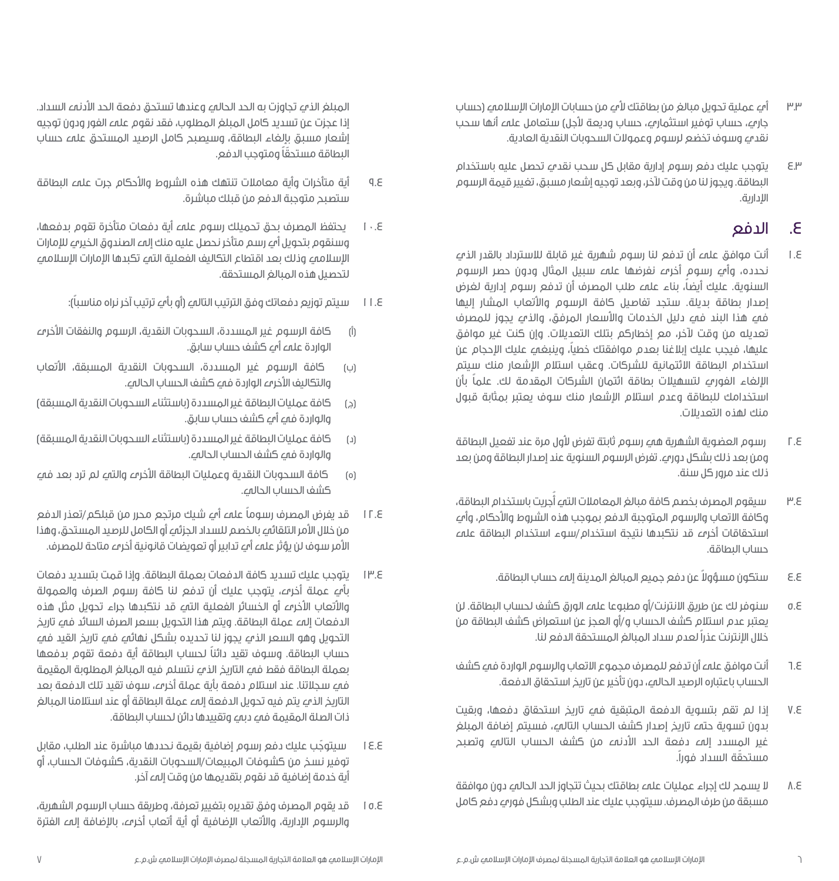٣.٣ أي عملية تحويل مبالغ من بطاقتك لأي من حسابات الإمارات الإسلامي (حساب جاري، حساب توفير استثماري، حساب وديعة لأجل) ستعامل على أنها سحب نقدي وسوف تخضع لرسوم وعمولات السحوبات النقدية العادية.

٤.٣ يتوجب عليك دفع رسوم إدارية مقابل كل سحب نقدي تحصل عليه باستخدام البطاقة. ويجوز لنا من وقت لآخر، وبعد توجيه إشعار مسبق، تغيير قيمة الرسوم الإدارية.

## ٤. الدفع

١.٤ أنت موافق على أن تدفع لنا رسوم شهرية غير قابلة للاسترداد بالقدر الذي نحدده، وأي رسوم أخرى نفرضها على سبيل المثال ودون حصر الرسوم السنوية. عليك أيضاً، بناء على طلب المصرف أن تدفع رسوم إدارية لغرض إصدار بطاقة بديلة. ستجد تفاصيل كافة الرسوم والأتعاب المشار إليها في هذا البند في دليل الخدمات والأسعار المرفق، والذي يجوز للمصرف تعديله من وقت لآخر، مع إخطاركم بتلك التعديلات. وإن كنت غير موافق عليها، فيجب عليك إبلاغنا بعدم موافقتك خطياً، وينبغي عليك الإحجام عن استخدام البطاقة الائتمانية للشركات. وعقب استلام الإشعار منك سيتم الإلغاء الفوري لتسهيلات بطاقة ائتمان الشركات المقدمة لك. علماً بأن استخدامك للبطاقة وعدم استلام الإشعار منك سوف يعتبر بمثابة قبول منك لهذه التعديلات.

٢.٤ رسوم العضوية الشهرية هي رسوم ثابتة تفرض لأول مرة عند تفعيل البطاقة ومن بعد ذلك بشكل دوري. تفرض الرسوم السنوية عند إصدار البطاقة ومن بعد ذلك عند مرور كل سنة.

٣.٤ سيقوم المصرف بخصم كافة مبالغ المعاملات التي أُجريت باستخدام البطاقة، وكافة الاتعاب والرسوم المتوجبة الدفع بموجب هذه الشروط والأحكام، وأي استحقاقات أخرى قد نتكبدها نتيجة استخدام/سوء استخدام البطاقة على حساب البطاقة.

٤.٤ ستكون مسؤولاً عن دفع جميع المبالغ المدينة إلى حساب البطاقة.

٥.٤ سنوفر لك عن طريق الانترنت/أو مطبوعا على الورق كشف لحساب البطاقة. لن يعتبر عدم استلام كشف الحساب و/أو العجز عن استعراض كشف البطاقة من خلال الإنترنت عذراً لعدم سداد المبالغ المستحقة الدفع لنا.

٦.٤ أنت موافق على أن تدفع للمصرف مجموع الاتعاب والرسوم الواردة في كشف الحساب باعتباره الرصيد الحالي، دون تأخير عن تاريخ استحقاق الدفعة.

٧.٤ إذا لم تقم بتسوية الدفعة المتبقية في تاريخ استحقاق دفعها، وبقيت بدون تسوية حتى تاريخ إصدار كشف الحساب التالي، فسيتم إضافة المبلغ غير المسدد إلى دفعة الحد الأدنى من كشف الحساب التالي وتصبح مستحقّة السداد فوراً.

٨.٤ لا يسمح لك إجراء عمليات على بطاقتك بحيث تتجاوز الحد الحالي دون موافقة مسبقة من طرف المصرف. سيتوجب عليك عند الطلب وبشكل فوري دفع كامل المبلغ الذي تجاوزت به الحد الحالي وعندها تستحق دفعة الحد الأدنى السداد. إذا عجزت عن تسديد كامل المبلغ المطلوب، فقد نقوم على الفور ودون توجيه إشعار مسبق بإلغاء البطاقة، وسيصبح كامل الرصيد المستحق على حساب البطاقة مستحقّاً ومتوجب الدفع.

٩.٤ أية متأخرات وأية معاملات تنتهك هذه الشروط والأحكام جرت على البطاقة ستصبح متوجبة الدفع من قبلك مباشرة.

١٠.٤ يحتفظ المصرف بحق تحميلك رسوم على أية دفعات متأخرة تقوم بدفعها، وسنقوم بتحويل أي رسم متأخر نحصل عليه منك إلى الصندوق الخيري للإمارات الإسلامي وذلك بعد اقتطاع التكاليف الفعلية التي تكبدها الإمارات الإسلامي لتحصيل هذه المبالغ المستحقة.

١١.٤ سيتم توزيع دفعاتك وفق الترتيب التالي (أو بأي ترتيب آخر نراه مناسباً):

(أ) كافة الرسوم غير المسددة، السحوبات النقدية، الرسوم والنفقات الأخرى الواردة على أي كشف حساب سابق.

(ب) كافة الرسوم غير المسددة، السحوبات النقدية المسبقة، الأتعاب والتكاليف الأخرى الواردة في كشف الحساب الحالي.

(ج) كافة عمليات البطاقة غير المسددة (باستثناء السحوبات النقدية المسبقة) والواردة في أي كشف حساب سابق.

(د) كافة عمليات البطاقة غير المسددة (باستثناء السحوبات النقدية المسبقة) والواردة في كشف الحساب الحالي.

(ه) كافة السحوبات النقدية وعمليات البطاقة الأخرى والتي لم ترد بعد في كشف الحساب الحالي.

١٢.٤ قد يفرض المصرف رسوماً على أي شيك مرتجع محرر من قبلكم/تعذر الدفع من خلال الأمر التلقائي بالخصم للسداد الجزئي أو الكامل للرصيد المستحق، وهذا الأمر سوف لن يؤثر على أي تدابير أو تعويضات قانونية أخرى متاحة للمصرف.

١٣.٤ يتوجب عليك تسديد كافة الدفعات بعملة البطاقة. وإذا قمت بتسديد دفعات بأي عملة أخرى، يتوجب عليك أن تدفع لنا كافة رسوم الصرف والعمولة والأتعاب الأخرى أو الخسائر الفعلية التي قد نتكبدها جراء تحويل مثل هذه الدفعات إلى عملة البطاقة. ويتم هذا التحويل بسعر الصرف السائد في تاريخ التحويل وهو السعر الذي يجوز لنا تحديده بشكل نهائي في تاريخ القيد في حساب البطاقة. وسوف تقيد دائناً لحساب البطاقة أية دفعة تقوم بدفعها بعملة البطاقة فقط في التاريخ الذي نتسلم فيه المبالغ المطلوبة المقيمة في سجلاتنا. عند استلام دفعة بأية عملة أخرى، سوف تقيد تلك الدفعة بعد التاريخ الذي يتم فيه تحويل الدفعة إلى عملة البطاقة أو عند استلامنا المبالغ ذات الصلة المقيمة في دبي وتقييدها دائن لحساب البطاقة.

١٤.٤ سيتوجّب عليك دفع رسوم إضافية بقيمة نحددها مباشرة عند الطلب، مقابل توفير نسخ من كشوفات المبيعات/السحوبات النقدية، كشوفات الحساب، أو أية خدمة إضافية قد نقوم بتقديمها من وقت إلى آخر.

١٥.٤ قد يقوم المصرف وفق تقديره بتغيير تعرفة، وطريقة حساب الرسوم الشهرية، والرسوم الإدارية، والأتعاب الإضافية أو أية أتعاب أخرى، بالإضافة إلى الفترة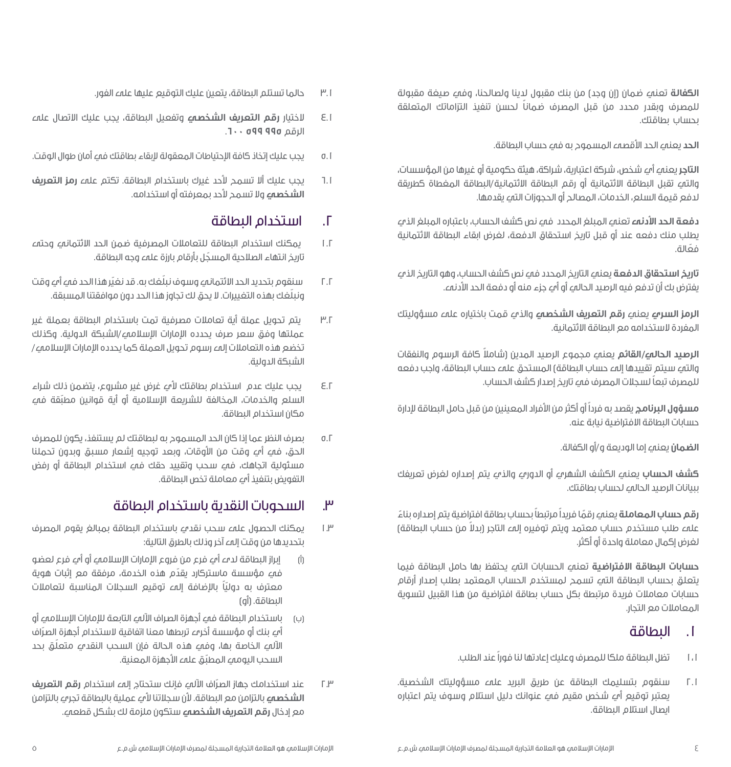**الكفالة** تعني ضمان (إن وجد) من بنك مقبول لدينا ولصالحنا، وفي صيغة مقبولة للمصرف وبقدر محدد من قبل المصرف ضماناً لحسن تنفيذ التزاماتك المتعلقة بحساب بطاقتك.

**الحد** يعني الحد الأقصى المسموح به في حساب البطاقة.

**التاجر** يعني أي شخص، شركة اعتبارية، شراكة، هيئة حكومية أو غيرها من المؤسسات، والتي تقبل البطاقة الائتمانية أو رقم البطاقة الائتمانية/البطاقة المغطاة كطريقة لدفع قيمة السلع، الخدمات، المصالح أو الحجوزات التي يقدمها.

**دفعة الحد الأدنى** تعني المبلغ المحدد في نص كشف الحساب، باعتباره المبلغ الذي يطلب منك دفعه عند أو قبل تاريخ استحقاق الدفعة، لغرض ابقاء البطاقة الائتمانية فعّالة.

**تاريخ استحقاق الدفعة** يعني التاريخ المحدد في نص كشف الحساب، وهو التاريخ الذي يفترض بك أن تدفع فيه الرصيد الحالي أو أي جزء منه أو دفعة الحد الأدنى.

**الرمز السري** يعني **رقم التعريف الشخصي** والذي قمت باختياره على مسؤوليتك المفردة لاستخدامه مع البطاقة الائتمانية.

**الرصيد الحالي/القائم** يعني مجموع الرصيد المدين (شاملاً كافة الرسوم والنفقات والتي سيتم تقييدها إلى حساب البطاقة) المستحق على حساب البطاقة، واجب دفعه للمصرف تبعاً لسجلات المصرف في تاريخ إصدار كشف الحساب.

**مسؤول البرنامج** يقصد به فرداً أو أكثر من الأفراد المعينين من قبل حامل البطاقة لإدارة حسابات البطاقة الافتراضية نيابة عنه.

**الضمان** يعني إما الوديعة و/أو الكفالة.

**كشف الحساب** يعني الكشف الشهري أو الدوري والذي يتم إصداره لغرض تعريفك ببيانات الرصيد الحالي لحساب بطاقتك.

**رقم حساب المعاملة** يعني رقمًا فريداً مرتبطاً بحساب بطاقة افتراضية يتم إصداره بناءً على طلب مستخدم حساب معتمد ويتم توفيره إلى التاجر (بدلاً من حساب البطاقة) لغرض إكمال معاملة واحدة أو أكثر.

**حسابات البطاقة الافتراضية** تعني الحسابات التي يحتفظ بها حامل البطاقة فيما يتعلق بحساب البطاقة التي تسمح لمستخدم الحساب المعتمد بطلب إصدار أرقام حسابات معاملات فريدة مرتبطة بكل حساب بطاقة افتراضية من هذا القبيل لتسوية المعاملات مع التجار.

## ١. البطاقة

١.١ تظل البطاقة ملكا للمصرف وعليك إعادتها لنا فوراً عند الطلب.

٢.١ سنقوم بتسليمك البطاقة عن طريق البريد على مسؤوليتك الشخصية. يعتبر توقيع أي شخص مقيم في عنوانك دليل استلام وسوف يتم اعتباره ايصال استلام البطاقة.

٣.١ حالما تستلم البطاقة، يتعين عليك التوقيع عليها على الفور.

٤.١ لاختيار **رقم التعريف الشخصي** وتفعيل البطاقة، يجب عليك الاتصال على الرقم ٦٠٠ ٥٩٩ ٩٩٥.

٥.١ يجب عليك إتخاذ كافة الإحتياطات المعقولة لإبقاء بطاقتك في أمان طوال الوقت.

٦.١ يجب عليك ألا تسمح لأحد غيرك باستخدام البطاقة. تكتم على **رمز التعريف الشخصي** ولا تسمح لأحد بمعرفته أو استخدامه.

## ٢. استخدام البطاقة

١.٢ يمكنك استخدام البطاقة للتعاملات المصرفية ضمن الحد الائتماني وحتى تاريخ انتهاء الصلاحية المسجّل بأرقام بارزة على وجه البطاقة.

٢.٢ سنقوم بتحديد الحد الائتماني وسوف نبلّغك به. قد نغيّر هذا الحد في أي وقت ونبلّغك بهذه التغييرات. لا يحق لك تجاوز هذا الحد دون موافقتنا المسبقة.

٣.٢ يتم تحويل عملة أية تعاملات مصرفية تمت باستخدام البطاقة بعملة غير عملتها وفق سعر صرف يحدده الإمارات الإسلامي/الشبكة الدولية. وكذلك تخضع هذه التعاملات إلى رسوم تحويل العملة كما يحدده الإمارات الإسلامي/الشبكة الدولية.

٤.٢ يجب عليك عدم استخدام بطاقتك لأي غرض غير مشروع، يتضمن ذلك شراء السلع والخدمات، المخالفة للشريعة الإسلامية أو أية قوانين مطبّقة في مكان استخدام البطاقة.

٥.٢ بصرف النظر عما إذا كان الحد المسموح به لبطاقتك لم يستنفذ، يكون للمصرف الحق، في أي وقت من الأوقات، وبعد توجيه إشعار مسبق وبدون تحملنا مسئولية اتجاهك، في سحب وتقييد حقك في استخدام البطاقة أو رفض التفويض بتنفيذ أي معاملة تخص البطاقة.

## ٣. السحوبات النقدية باستخدام البطاقة

١.٣ يمكنك الحصول على سحب نقدي باستخدام البطاقة بمبالغ يقوم المصرف بتحديدها من وقت إلى آخر وذلك بالطرق التالية:

(أ) إبراز البطاقة لدى أي فرع من فروع الإمارات الإسلامي أو أي فرع لعضو في مؤسسة ماستركارد يقدّم هذه الخدمة، مرفقة مع إثبات هوية معترف به دولياً بالإضافة إلى توقيع السجلات المناسبة لتعاملات البطاقة. (أو)

(ب) باستخدام البطاقة في أجهزة الصراف الآلي التابعة للإمارات الإسلامي أو أي بنك أو مؤسسة أخرى تربطها معنا اتفاقية لاستخدام أجهزة الصرّاف الآلي الخاصة بها، وفي هذه الحالة فإن السحب النقدي متعلّق بحد السحب اليومي المطبّق على الأجهزة المعنية.

٢.٣ عند استخدامك جهاز الصرّاف الآلي فإنك ستحتاج إلى استخدام **رقم التعريف الشخصي** بالتزامن مع البطاقة. لأن سجلاتنا لأي عملية بالبطاقة تجري بالتزامن مع إدخال **رقم التعريف الشخصي** ستكون ملزمة لك بشكل قطعي.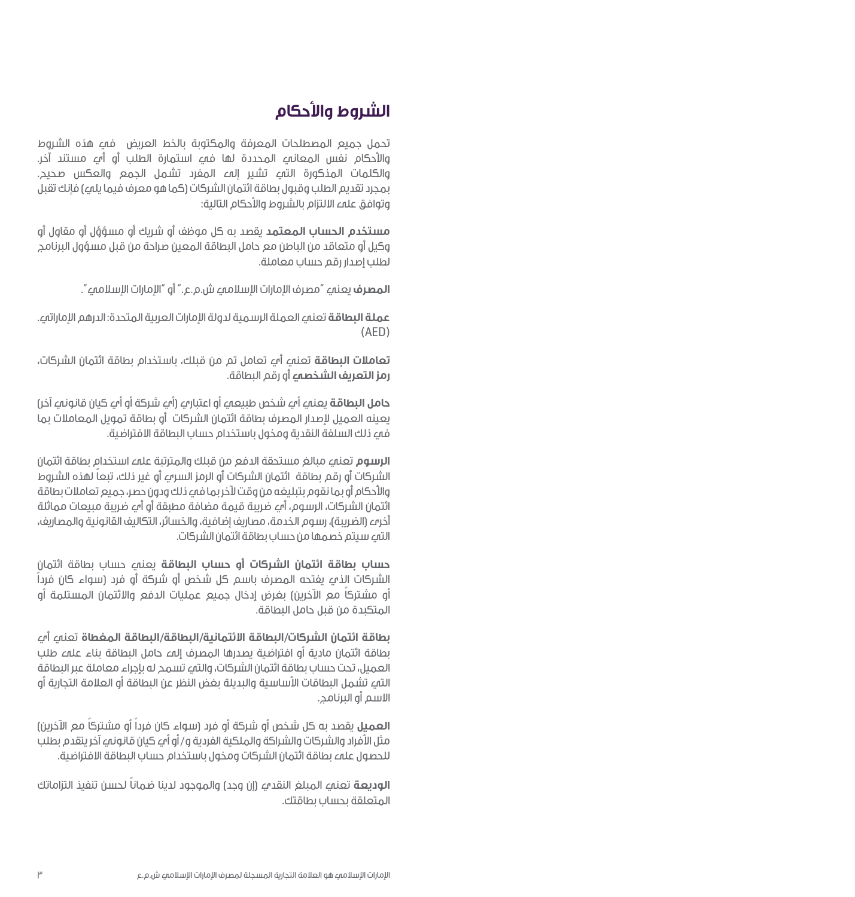# الشروط والأحكام

تحمل جميع المصطلحات المعرفة والمكتوبة بالخط العريض في هذه الشروط والأحكام نفس المعاني المحددة لها في استمارة الطلب أو أي مستند آخر. والكلمات المذكورة التي تشير إلى المفرد تشمل الجمع والعكس صحيح. بمجرد تقديم الطلب وقبول بطاقة ائتمان الشركات (كما هو معرف فيما يلي) فإنك تقبل وتوافق على الالتزام بالشروط والأحكام التالية:

**مستخدم الحساب المعتمد** يقصد به كل موظف أو شريك أو مسؤول أو مقاول أو وكيل أو متعاقد من الباطن مع حامل البطاقة المعين صراحة من قبل مسؤول البرنامج لطلب إصدار رقم حساب معاملة.

**المصرف** يعني "مصرف الإمارات الإسلامي ش.م.ع." أو "الإمارات الإسلامي".

**عملة البطاقة** تعني العملة الرسمية لدولة الإمارات العربية المتحدة: الدرهم الإماراتي. (AED)

**تعاملات البطاقة** تعني أي تعامل تم من قبلك، باستخدام بطاقة ائتمان الشركات، **رمز التعريف الشخصي** أو رقم البطاقة.

**حامل البطاقة** يعني أي شخص طبيعي أو اعتباري (أي شركة أو أي كيان قانوني آخر) يعينه العميل لإصدار المصرف بطاقة ائتمان الشركات أو بطاقة تمويل المعاملات بما في ذلك السلفة النقدية ومخول باستخدام حساب البطاقة الافتراضية.

**الرسوم** تعني مبالغ مستحقة الدفع من قبلك والمترتبة على استخدام بطاقة ائتمان الشركات أو رقم بطاقة ائتمان الشركات أو الرمز السري أو غير ذلك، تبعاً لهذه الشروط والأحكام أو بما نقوم بتبليغه من وقت لآخر بما في ذلك ودون حصر، جميع تعاملات بطاقة ائتمان الشركات، الرسوم، أي ضريبة قيمة مضافة مطبقة أو أي ضريبة مبيعات مماثلة أخرى (الضريبة)، رسوم الخدمة، مصاريف إضافية، والخسائر، التكاليف القانونية والمصاريف، التي سيتم خصمها من حساب بطاقة ائتمان الشركات.

**حساب بطاقة ائتمان الشركات أو حساب البطاقة** يعني حساب بطاقة ائتمان الشركات الذي يفتحه المصرف باسم كل شخص أو شركة أو فرد (سواء كان فرداً أو مشتركاً مع الآخرين) بغرض إدخال جميع عمليات الدفع والائتمان المستلمة أو المتكبدة من قبل حامل البطاقة.

**بطاقة ائتمان الشركات/البطاقة الائتمانية/البطاقة/البطاقة المغطاة** تعني أي بطاقة ائتمان مادية أو افتراضية يصدرها المصرف إلى حامل البطاقة بناء على طلب العميل، تحت حساب بطاقة ائتمان الشركات، والتي تسمح له بإجراء معاملة عبر البطاقة التي تشمل البطاقات الأساسية والبديلة بغض النظر عن البطاقة أو العلامة التجارية أو الاسم أو البرنامج.

**العميل** يقصد به كل شخص أو شركة أو فرد (سواء كان فرداً أو مشتركاً مع الآخرين) مثل الأفراد والشركات والشراكة والملكية الفردية و/ أو أي كيان قانوني آخر يتقدم بطلب للحصول على بطاقة ائتمان الشركات ومخول باستخدام حساب البطاقة الافتراضية.

**الوديعة** تعني المبلغ النقدي (إن وجد) والموجود لدينا ضماناً لحسن تنفيذ التزاماتك المتعلقة بحساب بطاقتك.

الإمارات الإسلامي هو العلامة التجارية المسجلة لمصرف الإمارات الإسلامي ش.م.ع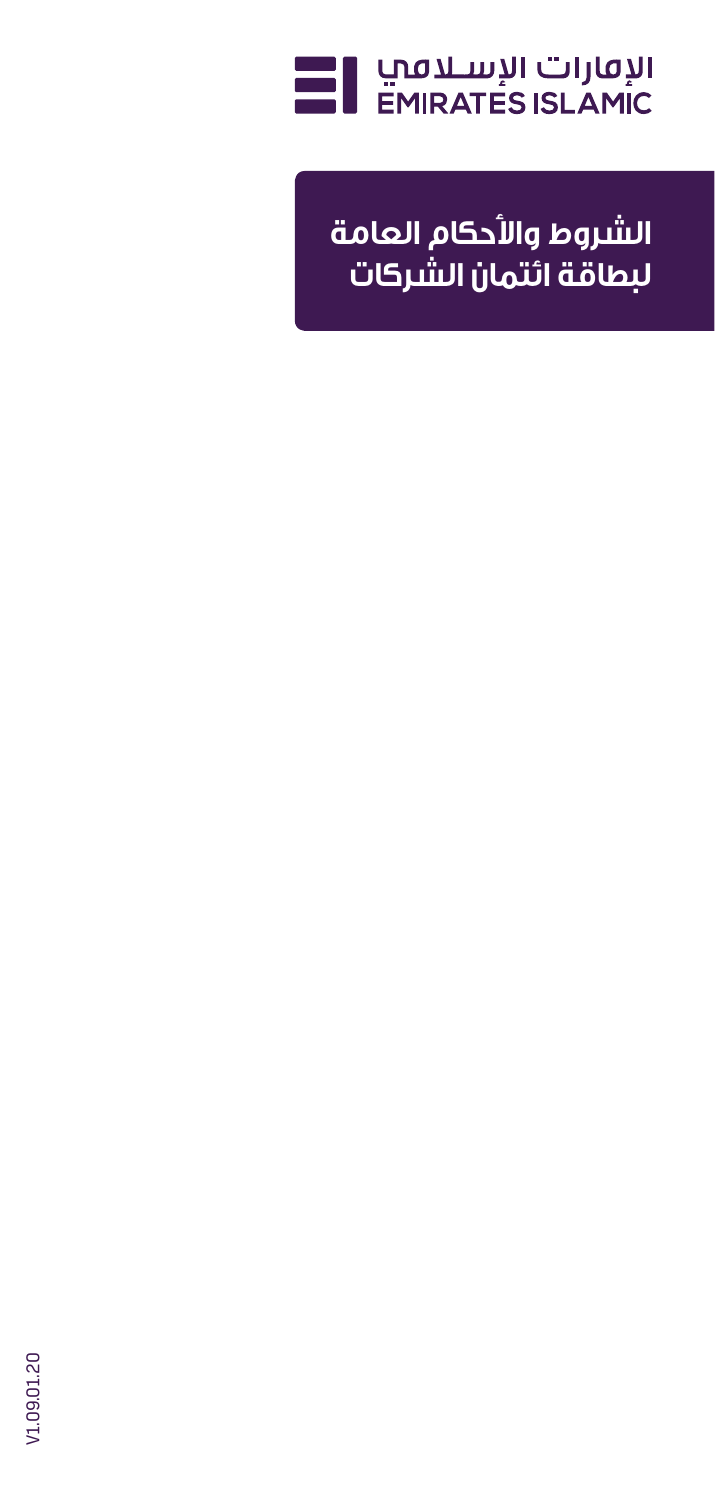الإمارات الإسلامي
EMIRATES ISLAMIC

# الشروط والأحكام العامة لبطاقة ائتمان الشركات

V1.09.01.20